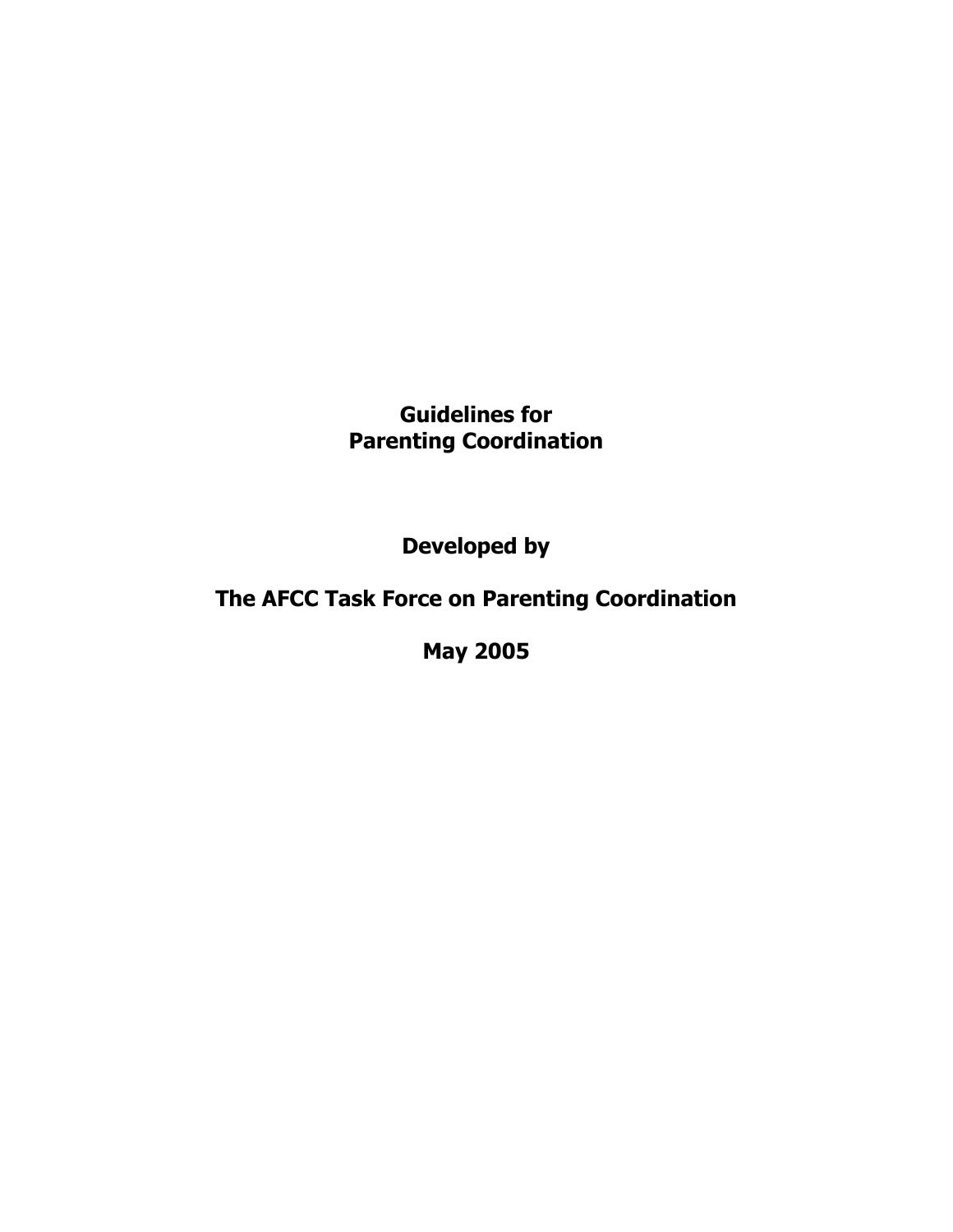# Guidelines for Parenting Coordination

**Developed by**

**The AFCC Task Force on Parenting Coordination**

**May 2005**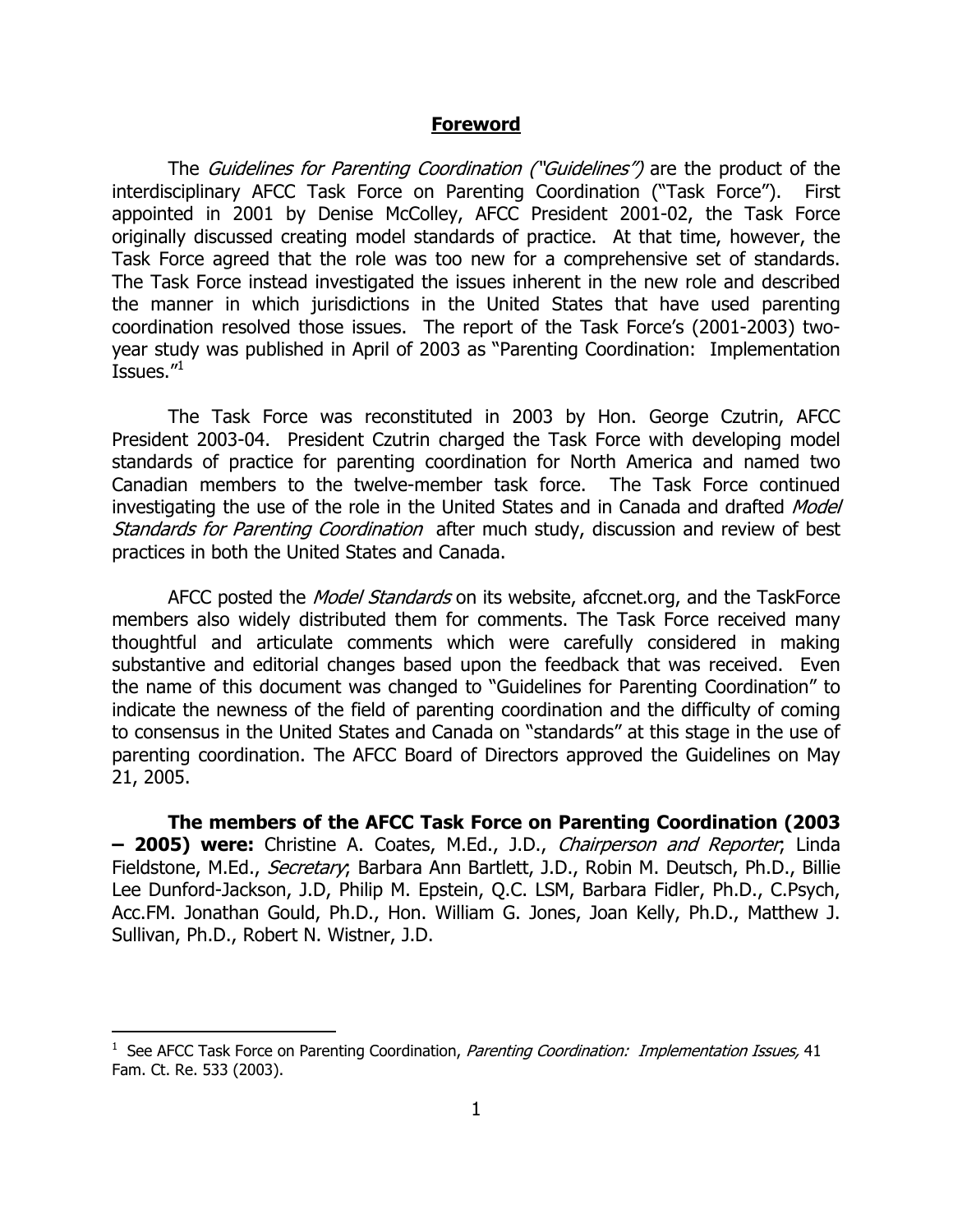## Foreword

The *Guidelines for Parenting Coordination ("Guidelines")* are the product of the interdisciplinary AFCC Task Force on Parenting Coordination ("Task Force"). First appointed in 2001 by Denise McColley, AFCC President 2001-02, the Task Force originally discussed creating model standards of practice. At that time, however, the Task Force agreed that the role was too new for a comprehensive set of standards. The Task Force instead investigated the issues inherent in the new role and described the manner in which jurisdictions in the United States that have used parenting coordination resolved those issues. The report of the Task Force's (2001-2003) two-year study was published in April of 2003 as "Parenting Coordination: Implementation Issues."[1]

The Task Force was reconstituted in 2003 by Hon. George Czutrin, AFCC President 2003-04. President Czutrin charged the Task Force with developing model standards of practice for parenting coordination for North America and named two Canadian members to the twelve-member task force. The Task Force continued investigating the use of the role in the United States and in Canada and drafted *Model Standards for Parenting Coordination* after much study, discussion and review of best practices in both the United States and Canada.

AFCC posted the *Model Standards* on its website, afccnet.org, and the TaskForce members also widely distributed them for comments. The Task Force received many thoughtful and articulate comments which were carefully considered in making substantive and editorial changes based upon the feedback that was received. Even the name of this document was changed to "Guidelines for Parenting Coordination" to indicate the newness of the field of parenting coordination and the difficulty of coming to consensus in the United States and Canada on "standards" at this stage in the use of parenting coordination. The AFCC Board of Directors approved the Guidelines on May 21, 2005.

**The members of the AFCC Task Force on Parenting Coordination (2003 – 2005) were:** Christine A. Coates, M.Ed., J.D., *Chairperson and Reporter*; Linda Fieldstone, M.Ed., *Secretary*; Barbara Ann Bartlett, J.D., Robin M. Deutsch, Ph.D., Billie Lee Dunford-Jackson, J.D, Philip M. Epstein, Q.C. LSM, Barbara Fidler, Ph.D., C.Psych, Acc.FM. Jonathan Gould, Ph.D., Hon. William G. Jones, Joan Kelly, Ph.D., Matthew J. Sullivan, Ph.D., Robert N. Wistner, J.D.

---

[1] See AFCC Task Force on Parenting Coordination, *Parenting Coordination: Implementation Issues,* 41 Fam. Ct. Re. 533 (2003).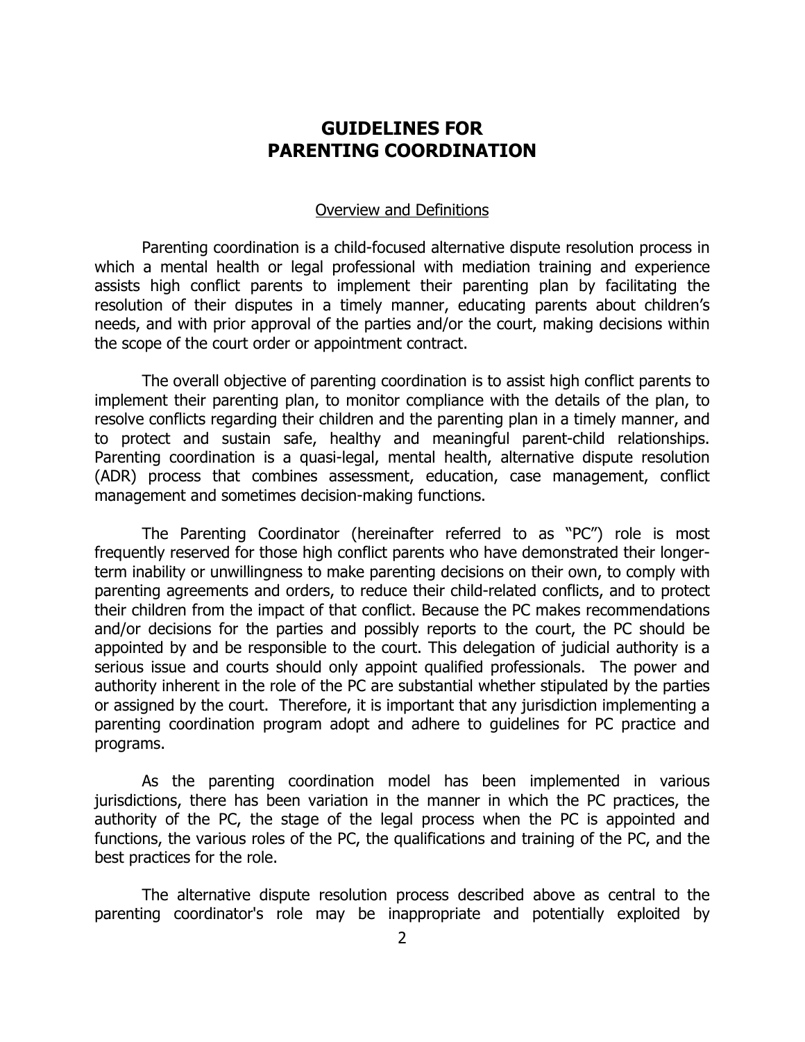# GUIDELINES FOR PARENTING COORDINATION

## Overview and Definitions

Parenting coordination is a child-focused alternative dispute resolution process in which a mental health or legal professional with mediation training and experience assists high conflict parents to implement their parenting plan by facilitating the resolution of their disputes in a timely manner, educating parents about children's needs, and with prior approval of the parties and/or the court, making decisions within the scope of the court order or appointment contract.

The overall objective of parenting coordination is to assist high conflict parents to implement their parenting plan, to monitor compliance with the details of the plan, to resolve conflicts regarding their children and the parenting plan in a timely manner, and to protect and sustain safe, healthy and meaningful parent-child relationships. Parenting coordination is a quasi-legal, mental health, alternative dispute resolution (ADR) process that combines assessment, education, case management, conflict management and sometimes decision-making functions.

The Parenting Coordinator (hereinafter referred to as "PC") role is most frequently reserved for those high conflict parents who have demonstrated their longer-term inability or unwillingness to make parenting decisions on their own, to comply with parenting agreements and orders, to reduce their child-related conflicts, and to protect their children from the impact of that conflict. Because the PC makes recommendations and/or decisions for the parties and possibly reports to the court, the PC should be appointed by and be responsible to the court. This delegation of judicial authority is a serious issue and courts should only appoint qualified professionals. The power and authority inherent in the role of the PC are substantial whether stipulated by the parties or assigned by the court. Therefore, it is important that any jurisdiction implementing a parenting coordination program adopt and adhere to guidelines for PC practice and programs.

As the parenting coordination model has been implemented in various jurisdictions, there has been variation in the manner in which the PC practices, the authority of the PC, the stage of the legal process when the PC is appointed and functions, the various roles of the PC, the qualifications and training of the PC, and the best practices for the role.

The alternative dispute resolution process described above as central to the parenting coordinator's role may be inappropriate and potentially exploited by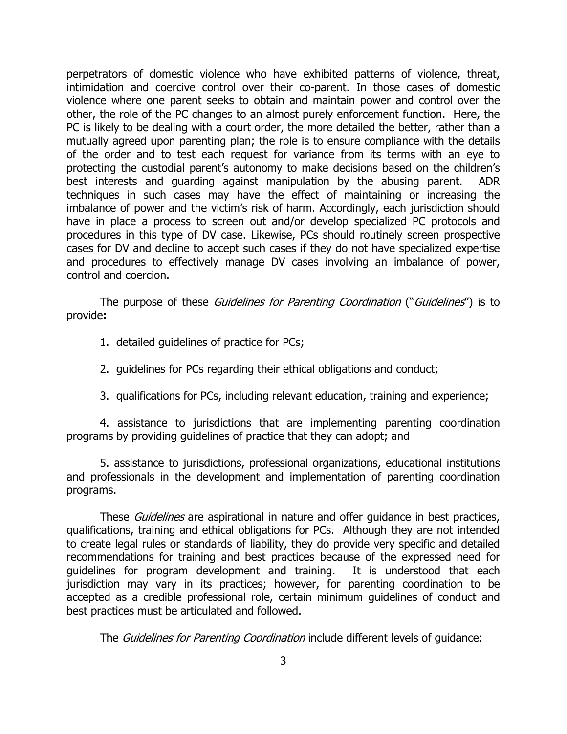perpetrators of domestic violence who have exhibited patterns of violence, threat, intimidation and coercive control over their co-parent. In those cases of domestic violence where one parent seeks to obtain and maintain power and control over the other, the role of the PC changes to an almost purely enforcement function. Here, the PC is likely to be dealing with a court order, the more detailed the better, rather than a mutually agreed upon parenting plan; the role is to ensure compliance with the details of the order and to test each request for variance from its terms with an eye to protecting the custodial parent's autonomy to make decisions based on the children's best interests and guarding against manipulation by the abusing parent. ADR techniques in such cases may have the effect of maintaining or increasing the imbalance of power and the victim's risk of harm. Accordingly, each jurisdiction should have in place a process to screen out and/or develop specialized PC protocols and procedures in this type of DV case. Likewise, PCs should routinely screen prospective cases for DV and decline to accept such cases if they do not have specialized expertise and procedures to effectively manage DV cases involving an imbalance of power, control and coercion.

The purpose of these *Guidelines for Parenting Coordination* ("*Guidelines*") is to provide**:**

1. detailed guidelines of practice for PCs;

2. guidelines for PCs regarding their ethical obligations and conduct;

3. qualifications for PCs, including relevant education, training and experience;

4. assistance to jurisdictions that are implementing parenting coordination programs by providing guidelines of practice that they can adopt; and

5. assistance to jurisdictions, professional organizations, educational institutions and professionals in the development and implementation of parenting coordination programs.

These *Guidelines* are aspirational in nature and offer guidance in best practices, qualifications, training and ethical obligations for PCs. Although they are not intended to create legal rules or standards of liability, they do provide very specific and detailed recommendations for training and best practices because of the expressed need for guidelines for program development and training. It is understood that each jurisdiction may vary in its practices; however, for parenting coordination to be accepted as a credible professional role, certain minimum guidelines of conduct and best practices must be articulated and followed.

The *Guidelines for Parenting Coordination* include different levels of guidance: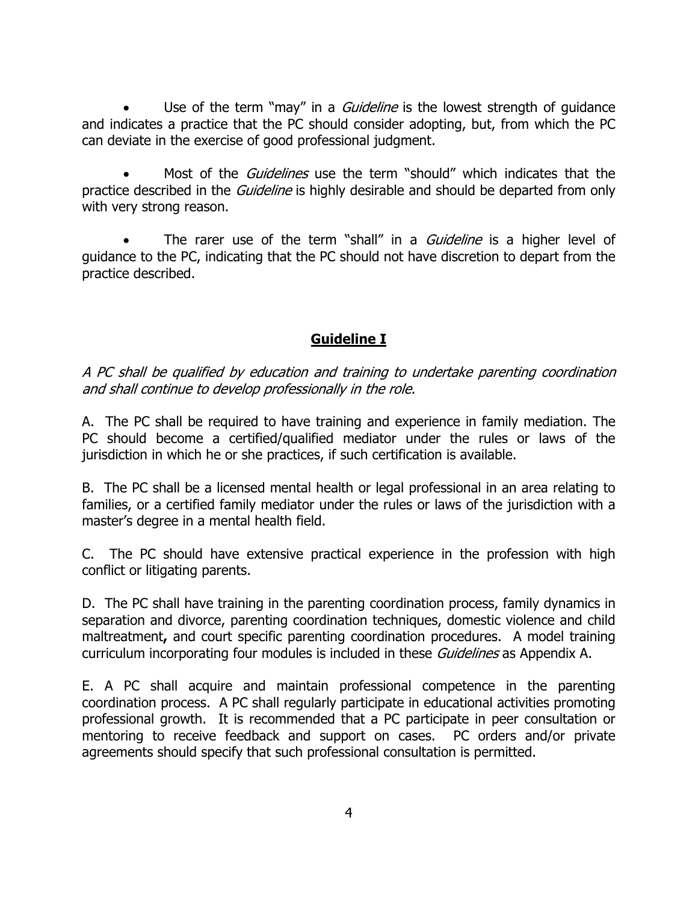- Use of the term "may" in a *Guideline* is the lowest strength of guidance and indicates a practice that the PC should consider adopting, but, from which the PC can deviate in the exercise of good professional judgment.

- Most of the *Guidelines* use the term "should" which indicates that the practice described in the *Guideline* is highly desirable and should be departed from only with very strong reason.

- The rarer use of the term "shall" in a *Guideline* is a higher level of guidance to the PC, indicating that the PC should not have discretion to depart from the practice described.

## Guideline I

*A PC shall be qualified by education and training to undertake parenting coordination and shall continue to develop professionally in the role.*

A. The PC shall be required to have training and experience in family mediation. The PC should become a certified/qualified mediator under the rules or laws of the jurisdiction in which he or she practices, if such certification is available.

B. The PC shall be a licensed mental health or legal professional in an area relating to families, or a certified family mediator under the rules or laws of the jurisdiction with a master's degree in a mental health field.

C. The PC should have extensive practical experience in the profession with high conflict or litigating parents.

D. The PC shall have training in the parenting coordination process, family dynamics in separation and divorce, parenting coordination techniques, domestic violence and child maltreatment**,** and court specific parenting coordination procedures. A model training curriculum incorporating four modules is included in these *Guidelines* as Appendix A.

E. A PC shall acquire and maintain professional competence in the parenting coordination process. A PC shall regularly participate in educational activities promoting professional growth. It is recommended that a PC participate in peer consultation or mentoring to receive feedback and support on cases. PC orders and/or private agreements should specify that such professional consultation is permitted.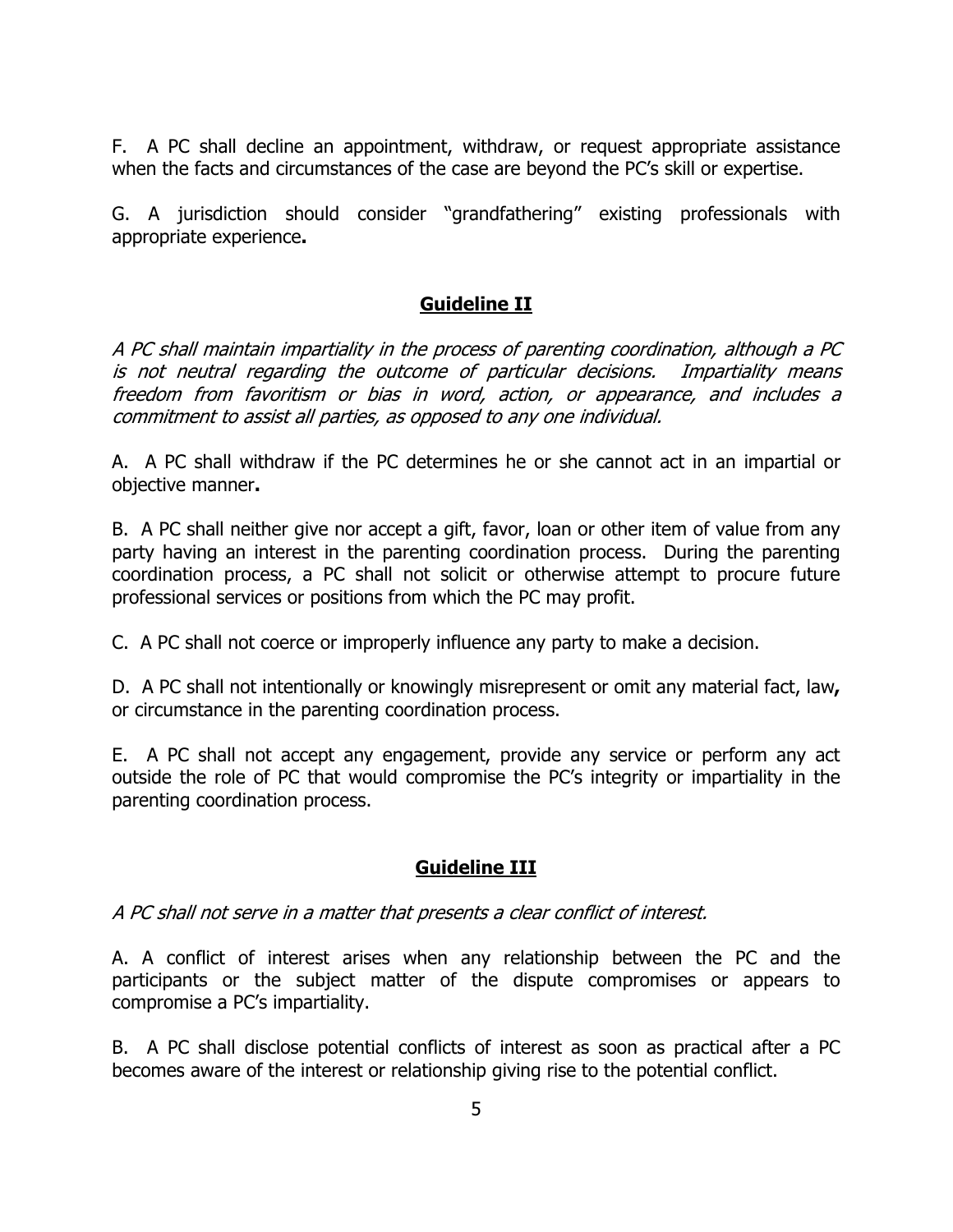F. A PC shall decline an appointment, withdraw, or request appropriate assistance when the facts and circumstances of the case are beyond the PC's skill or expertise.

G. A jurisdiction should consider "grandfathering" existing professionals with appropriate experience**.**

## Guideline II

*A PC shall maintain impartiality in the process of parenting coordination, although a PC is not neutral regarding the outcome of particular decisions. Impartiality means freedom from favoritism or bias in word, action, or appearance, and includes a commitment to assist all parties, as opposed to any one individual.*

A. A PC shall withdraw if the PC determines he or she cannot act in an impartial or objective manner**.**

B. A PC shall neither give nor accept a gift, favor, loan or other item of value from any party having an interest in the parenting coordination process. During the parenting coordination process, a PC shall not solicit or otherwise attempt to procure future professional services or positions from which the PC may profit.

C. A PC shall not coerce or improperly influence any party to make a decision.

D. A PC shall not intentionally or knowingly misrepresent or omit any material fact, law**,** or circumstance in the parenting coordination process.

E. A PC shall not accept any engagement, provide any service or perform any act outside the role of PC that would compromise the PC's integrity or impartiality in the parenting coordination process.

## Guideline III

*A PC shall not serve in a matter that presents a clear conflict of interest.*

A. A conflict of interest arises when any relationship between the PC and the participants or the subject matter of the dispute compromises or appears to compromise a PC's impartiality.

B. A PC shall disclose potential conflicts of interest as soon as practical after a PC becomes aware of the interest or relationship giving rise to the potential conflict.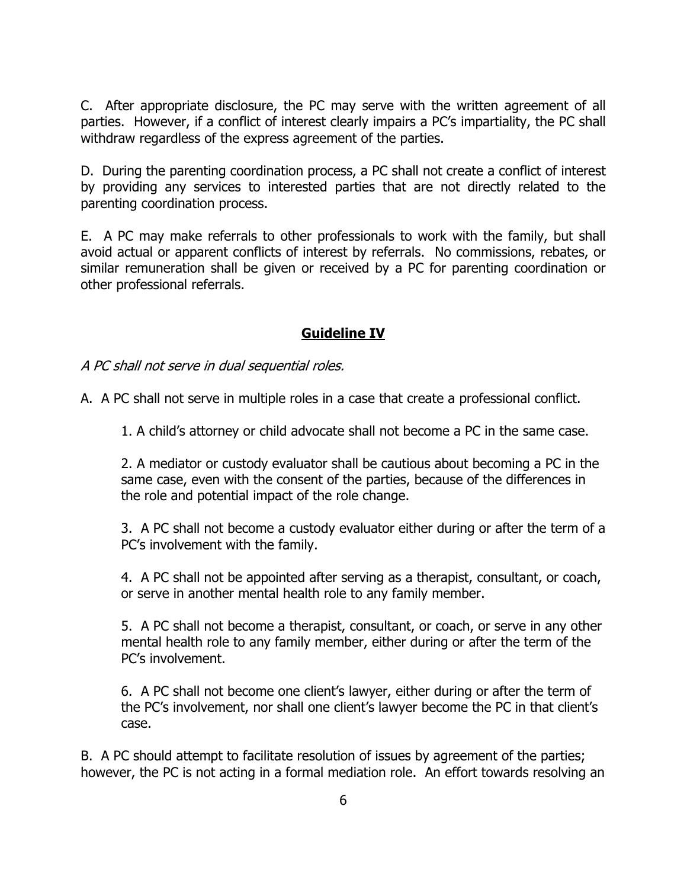C. After appropriate disclosure, the PC may serve with the written agreement of all parties. However, if a conflict of interest clearly impairs a PC's impartiality, the PC shall withdraw regardless of the express agreement of the parties.

D. During the parenting coordination process, a PC shall not create a conflict of interest by providing any services to interested parties that are not directly related to the parenting coordination process.

E. A PC may make referrals to other professionals to work with the family, but shall avoid actual or apparent conflicts of interest by referrals. No commissions, rebates, or similar remuneration shall be given or received by a PC for parenting coordination or other professional referrals.

## Guideline IV

*A PC shall not serve in dual sequential roles.*

A. A PC shall not serve in multiple roles in a case that create a professional conflict.

1. A child's attorney or child advocate shall not become a PC in the same case.

2. A mediator or custody evaluator shall be cautious about becoming a PC in the same case, even with the consent of the parties, because of the differences in the role and potential impact of the role change.

3. A PC shall not become a custody evaluator either during or after the term of a PC's involvement with the family.

4. A PC shall not be appointed after serving as a therapist, consultant, or coach, or serve in another mental health role to any family member.

5. A PC shall not become a therapist, consultant, or coach, or serve in any other mental health role to any family member, either during or after the term of the PC's involvement.

6. A PC shall not become one client's lawyer, either during or after the term of the PC's involvement, nor shall one client's lawyer become the PC in that client's case.

B. A PC should attempt to facilitate resolution of issues by agreement of the parties; however, the PC is not acting in a formal mediation role. An effort towards resolving an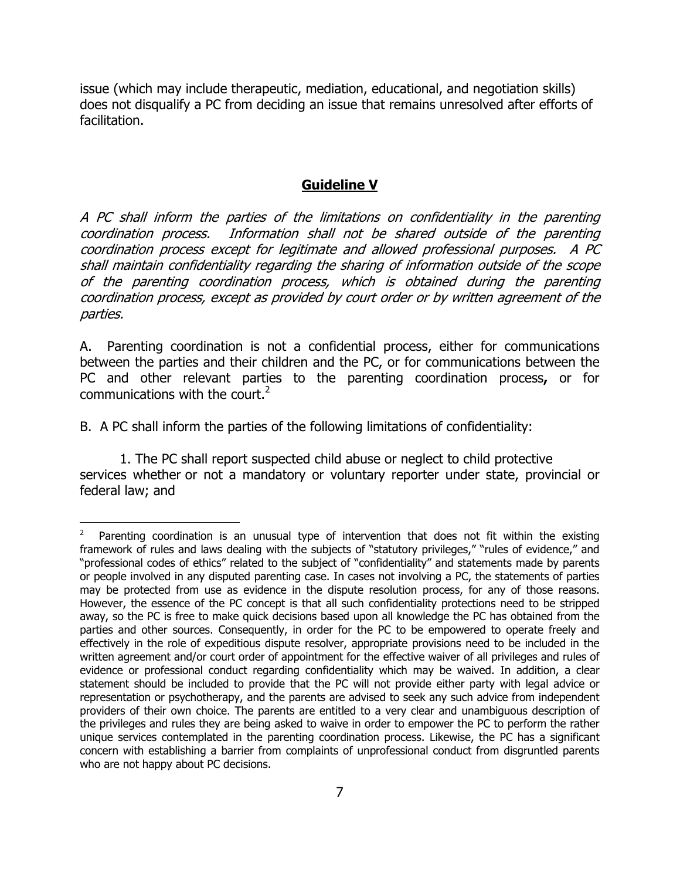issue (which may include therapeutic, mediation, educational, and negotiation skills) does not disqualify a PC from deciding an issue that remains unresolved after efforts of facilitation.

## Guideline V

*A PC shall inform the parties of the limitations on confidentiality in the parenting coordination process. Information shall not be shared outside of the parenting coordination process except for legitimate and allowed professional purposes. A PC shall maintain confidentiality regarding the sharing of information outside of the scope of the parenting coordination process, which is obtained during the parenting coordination process, except as provided by court order or by written agreement of the parties.*

A. Parenting coordination is not a confidential process, either for communications between the parties and their children and the PC, or for communications between the PC and other relevant parties to the parenting coordination process**,** or for communications with the court.[2]

B. A PC shall inform the parties of the following limitations of confidentiality:

1. The PC shall report suspected child abuse or neglect to child protective services whether or not a mandatory or voluntary reporter under state, provincial or federal law; and

---

[2] Parenting coordination is an unusual type of intervention that does not fit within the existing framework of rules and laws dealing with the subjects of "statutory privileges," "rules of evidence," and "professional codes of ethics" related to the subject of "confidentiality" and statements made by parents or people involved in any disputed parenting case. In cases not involving a PC, the statements of parties may be protected from use as evidence in the dispute resolution process, for any of those reasons. However, the essence of the PC concept is that all such confidentiality protections need to be stripped away, so the PC is free to make quick decisions based upon all knowledge the PC has obtained from the parties and other sources. Consequently, in order for the PC to be empowered to operate freely and effectively in the role of expeditious dispute resolver, appropriate provisions need to be included in the written agreement and/or court order of appointment for the effective waiver of all privileges and rules of evidence or professional conduct regarding confidentiality which may be waived. In addition, a clear statement should be included to provide that the PC will not provide either party with legal advice or representation or psychotherapy, and the parents are advised to seek any such advice from independent providers of their own choice. The parents are entitled to a very clear and unambiguous description of the privileges and rules they are being asked to waive in order to empower the PC to perform the rather unique services contemplated in the parenting coordination process. Likewise, the PC has a significant concern with establishing a barrier from complaints of unprofessional conduct from disgruntled parents who are not happy about PC decisions.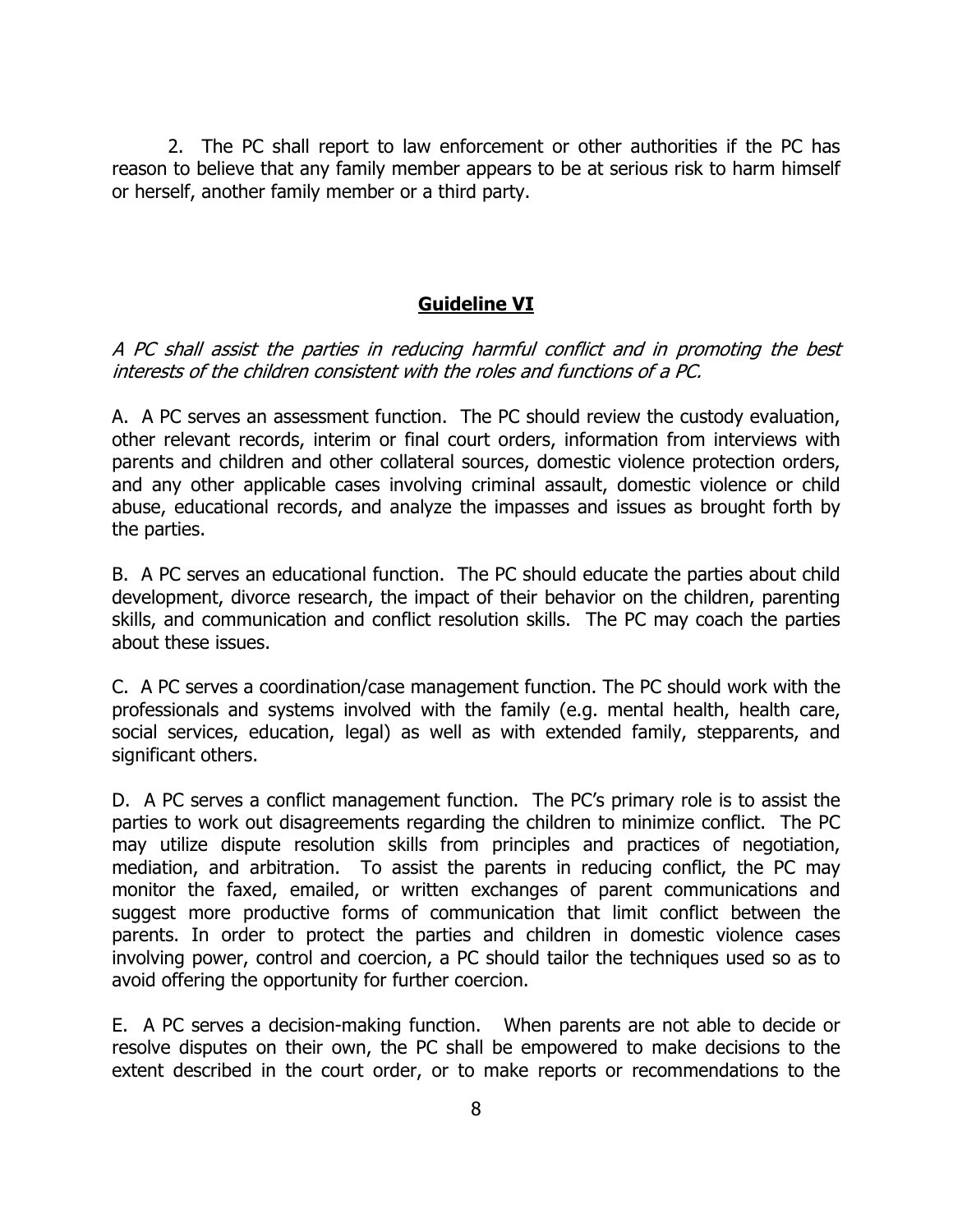2. The PC shall report to law enforcement or other authorities if the PC has reason to believe that any family member appears to be at serious risk to harm himself or herself, another family member or a third party.

## **Guideline VI**

*A PC shall assist the parties in reducing harmful conflict and in promoting the best interests of the children consistent with the roles and functions of a PC.*

A. A PC serves an assessment function. The PC should review the custody evaluation, other relevant records, interim or final court orders, information from interviews with parents and children and other collateral sources, domestic violence protection orders, and any other applicable cases involving criminal assault, domestic violence or child abuse, educational records, and analyze the impasses and issues as brought forth by the parties.

B. A PC serves an educational function. The PC should educate the parties about child development, divorce research, the impact of their behavior on the children, parenting skills, and communication and conflict resolution skills. The PC may coach the parties about these issues.

C. A PC serves a coordination/case management function. The PC should work with the professionals and systems involved with the family (e.g. mental health, health care, social services, education, legal) as well as with extended family, stepparents, and significant others.

D. A PC serves a conflict management function. The PC's primary role is to assist the parties to work out disagreements regarding the children to minimize conflict. The PC may utilize dispute resolution skills from principles and practices of negotiation, mediation, and arbitration. To assist the parents in reducing conflict, the PC may monitor the faxed, emailed, or written exchanges of parent communications and suggest more productive forms of communication that limit conflict between the parents. In order to protect the parties and children in domestic violence cases involving power, control and coercion, a PC should tailor the techniques used so as to avoid offering the opportunity for further coercion.

E. A PC serves a decision-making function. When parents are not able to decide or resolve disputes on their own, the PC shall be empowered to make decisions to the extent described in the court order, or to make reports or recommendations to the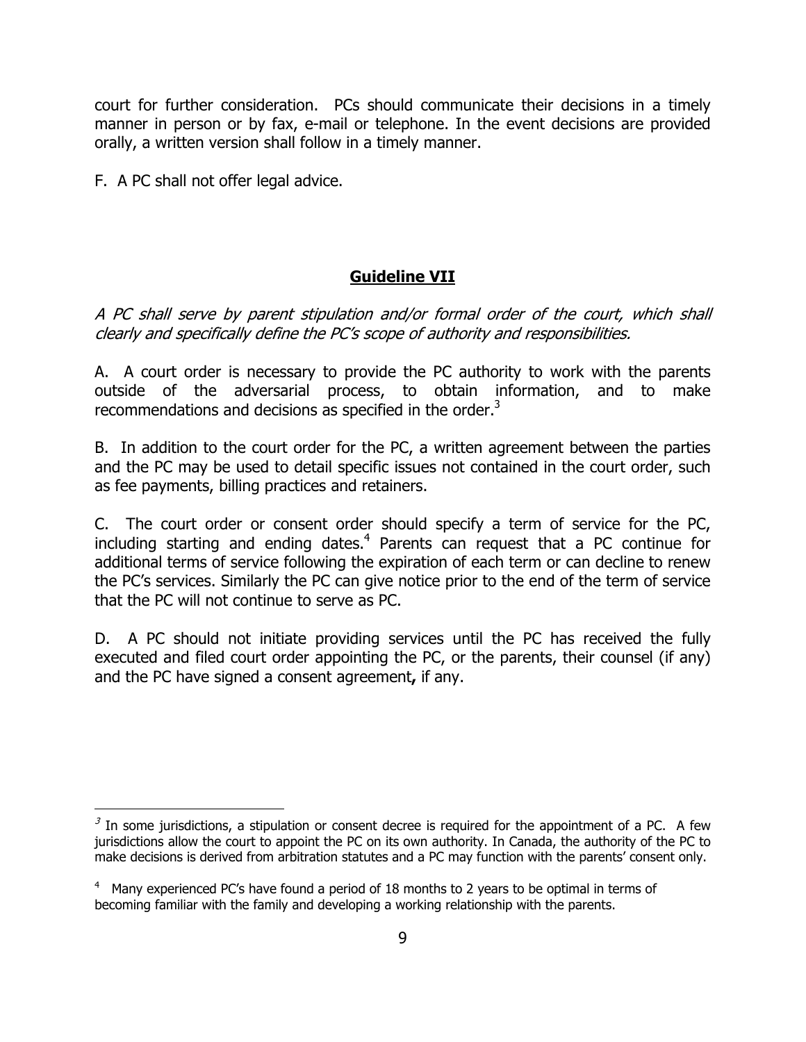court for further consideration. PCs should communicate their decisions in a timely manner in person or by fax, e-mail or telephone. In the event decisions are provided orally, a written version shall follow in a timely manner.

F. A PC shall not offer legal advice.

## Guideline VII

*A PC shall serve by parent stipulation and/or formal order of the court, which shall clearly and specifically define the PC's scope of authority and responsibilities.*

A. A court order is necessary to provide the PC authority to work with the parents outside of the adversarial process, to obtain information, and to make recommendations and decisions as specified in the order.[3]

B. In addition to the court order for the PC, a written agreement between the parties and the PC may be used to detail specific issues not contained in the court order, such as fee payments, billing practices and retainers.

C. The court order or consent order should specify a term of service for the PC, including starting and ending dates.[4] Parents can request that a PC continue for additional terms of service following the expiration of each term or can decline to renew the PC's services. Similarly the PC can give notice prior to the end of the term of service that the PC will not continue to serve as PC.

D. A PC should not initiate providing services until the PC has received the fully executed and filed court order appointing the PC, or the parents, their counsel (if any) and the PC have signed a consent agreement**,** if any.

---

[3] In some jurisdictions, a stipulation or consent decree is required for the appointment of a PC. A few jurisdictions allow the court to appoint the PC on its own authority. In Canada, the authority of the PC to make decisions is derived from arbitration statutes and a PC may function with the parents' consent only.

[4] Many experienced PC's have found a period of 18 months to 2 years to be optimal in terms of becoming familiar with the family and developing a working relationship with the parents.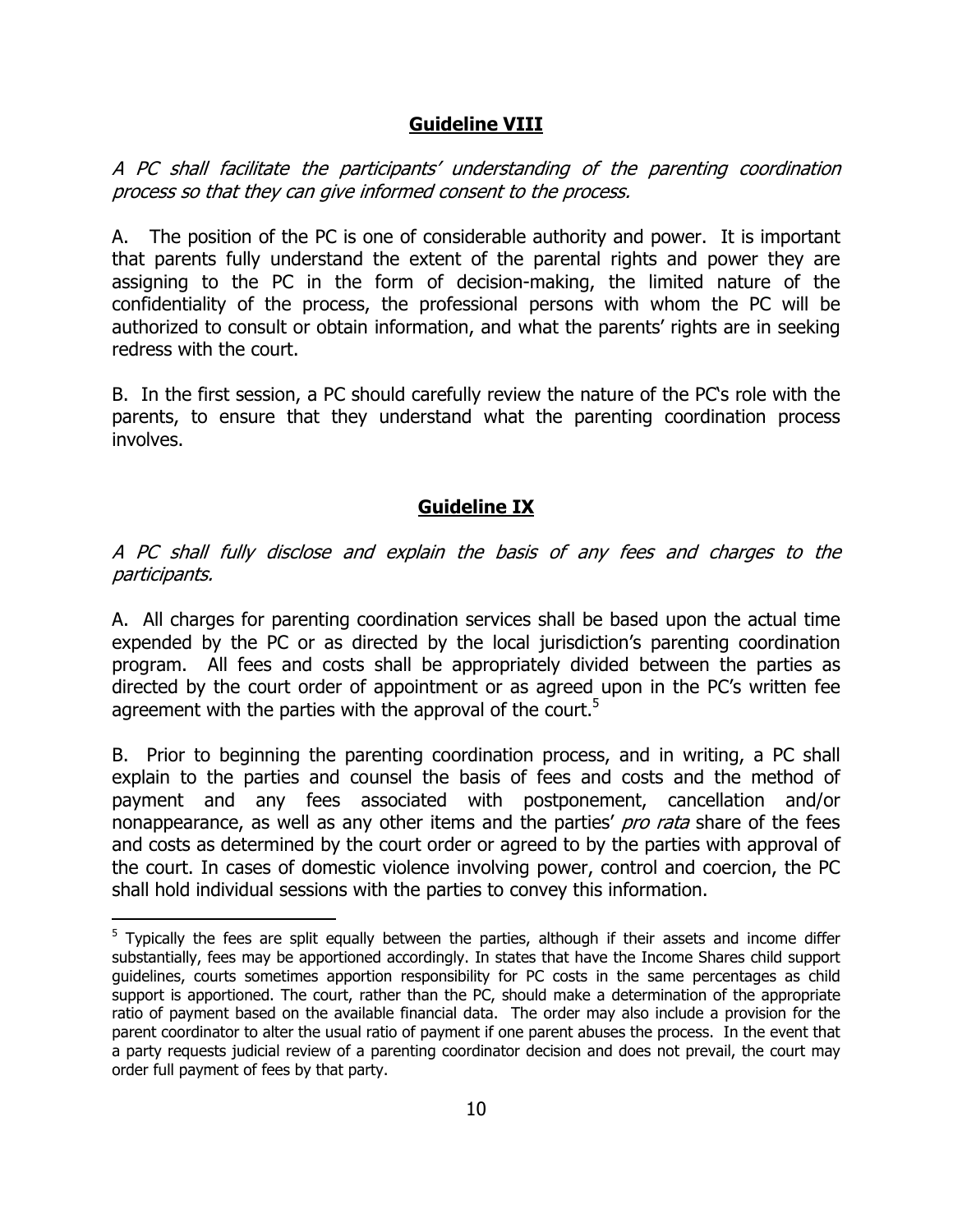## Guideline VIII

*A PC shall facilitate the participants' understanding of the parenting coordination process so that they can give informed consent to the process.*

A. The position of the PC is one of considerable authority and power. It is important that parents fully understand the extent of the parental rights and power they are assigning to the PC in the form of decision-making, the limited nature of the confidentiality of the process, the professional persons with whom the PC will be authorized to consult or obtain information, and what the parents' rights are in seeking redress with the court.

B. In the first session, a PC should carefully review the nature of the PC's role with the parents, to ensure that they understand what the parenting coordination process involves.

## Guideline IX

*A PC shall fully disclose and explain the basis of any fees and charges to the participants.*

A. All charges for parenting coordination services shall be based upon the actual time expended by the PC or as directed by the local jurisdiction's parenting coordination program. All fees and costs shall be appropriately divided between the parties as directed by the court order of appointment or as agreed upon in the PC's written fee agreement with the parties with the approval of the court.[5]

B. Prior to beginning the parenting coordination process, and in writing, a PC shall explain to the parties and counsel the basis of fees and costs and the method of payment and any fees associated with postponement, cancellation and/or nonappearance, as well as any other items and the parties' *pro rata* share of the fees and costs as determined by the court order or agreed to by the parties with approval of the court. In cases of domestic violence involving power, control and coercion, the PC shall hold individual sessions with the parties to convey this information.

---

[5] Typically the fees are split equally between the parties, although if their assets and income differ substantially, fees may be apportioned accordingly. In states that have the Income Shares child support guidelines, courts sometimes apportion responsibility for PC costs in the same percentages as child support is apportioned. The court, rather than the PC, should make a determination of the appropriate ratio of payment based on the available financial data. The order may also include a provision for the parent coordinator to alter the usual ratio of payment if one parent abuses the process. In the event that a party requests judicial review of a parenting coordinator decision and does not prevail, the court may order full payment of fees by that party.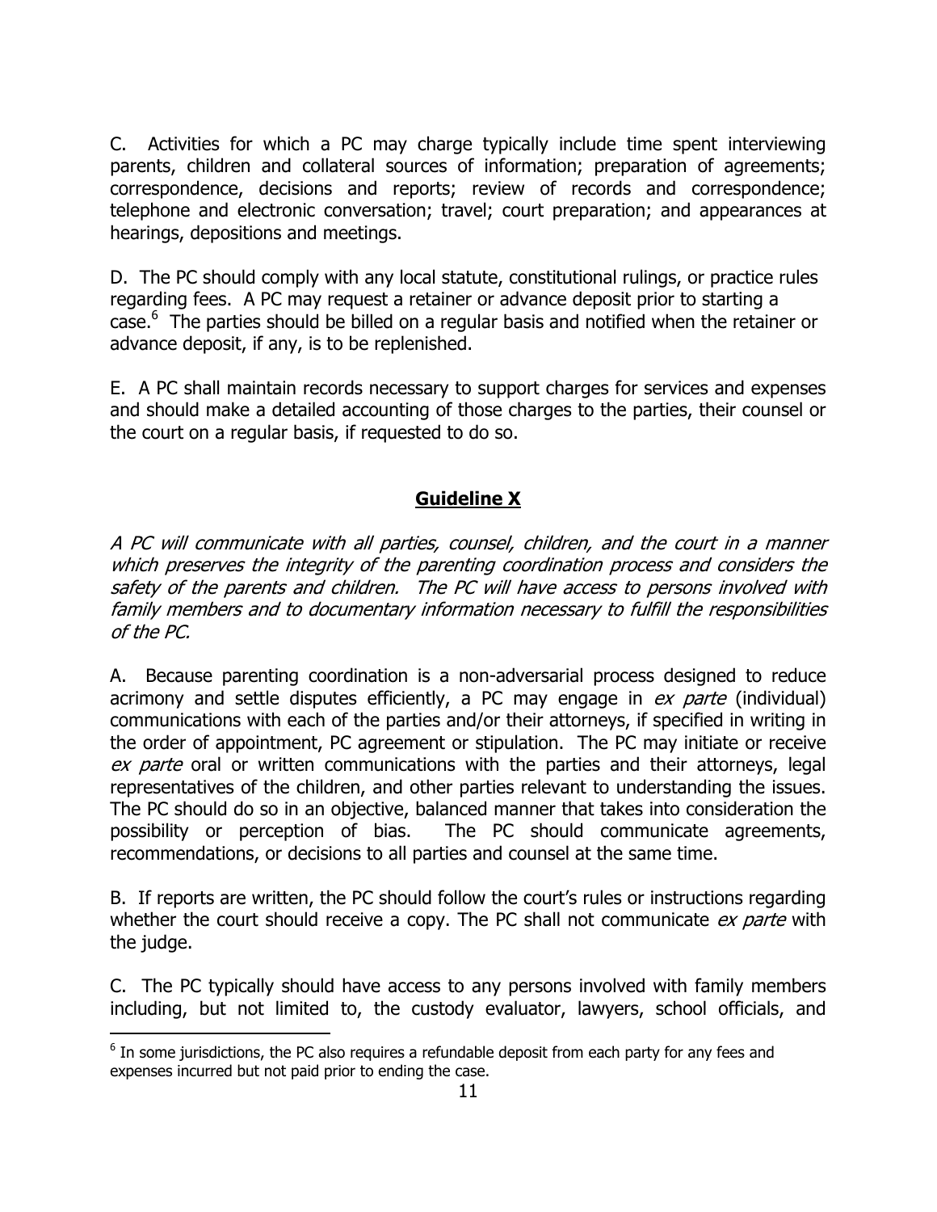C. Activities for which a PC may charge typically include time spent interviewing parents, children and collateral sources of information; preparation of agreements; correspondence, decisions and reports; review of records and correspondence; telephone and electronic conversation; travel; court preparation; and appearances at hearings, depositions and meetings.

D. The PC should comply with any local statute, constitutional rulings, or practice rules regarding fees. A PC may request a retainer or advance deposit prior to starting a case.[6] The parties should be billed on a regular basis and notified when the retainer or advance deposit, if any, is to be replenished.

E. A PC shall maintain records necessary to support charges for services and expenses and should make a detailed accounting of those charges to the parties, their counsel or the court on a regular basis, if requested to do so.

## Guideline X

*A PC will communicate with all parties, counsel, children, and the court in a manner which preserves the integrity of the parenting coordination process and considers the safety of the parents and children. The PC will have access to persons involved with family members and to documentary information necessary to fulfill the responsibilities of the PC.*

A. Because parenting coordination is a non-adversarial process designed to reduce acrimony and settle disputes efficiently, a PC may engage in *ex parte* (individual) communications with each of the parties and/or their attorneys, if specified in writing in the order of appointment, PC agreement or stipulation. The PC may initiate or receive *ex parte* oral or written communications with the parties and their attorneys, legal representatives of the children, and other parties relevant to understanding the issues. The PC should do so in an objective, balanced manner that takes into consideration the possibility or perception of bias. The PC should communicate agreements, recommendations, or decisions to all parties and counsel at the same time.

B. If reports are written, the PC should follow the court's rules or instructions regarding whether the court should receive a copy. The PC shall not communicate *ex parte* with the judge.

C. The PC typically should have access to any persons involved with family members including, but not limited to, the custody evaluator, lawyers, school officials, and

[6] In some jurisdictions, the PC also requires a refundable deposit from each party for any fees and expenses incurred but not paid prior to ending the case.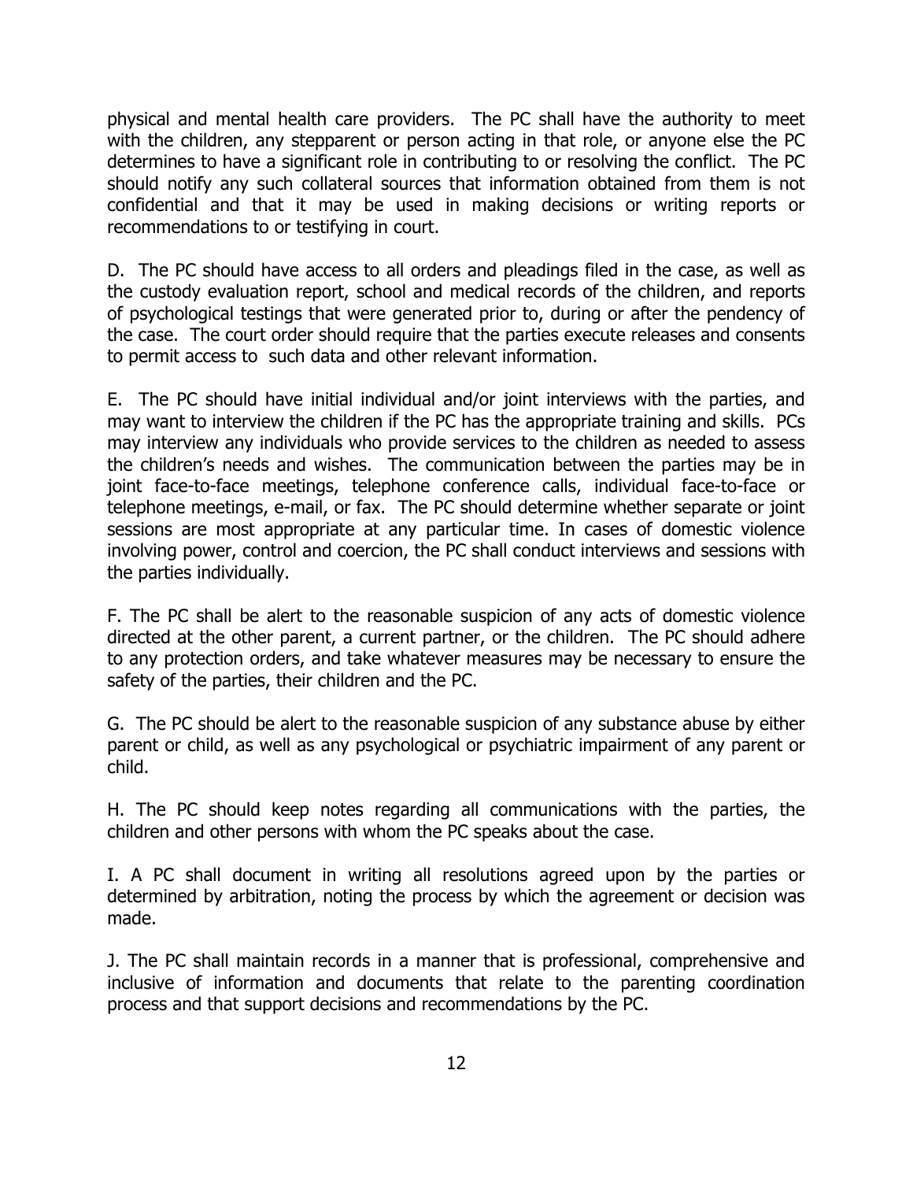physical and mental health care providers. The PC shall have the authority to meet with the children, any stepparent or person acting in that role, or anyone else the PC determines to have a significant role in contributing to or resolving the conflict. The PC should notify any such collateral sources that information obtained from them is not confidential and that it may be used in making decisions or writing reports or recommendations to or testifying in court.

D. The PC should have access to all orders and pleadings filed in the case, as well as the custody evaluation report, school and medical records of the children, and reports of psychological testings that were generated prior to, during or after the pendency of the case. The court order should require that the parties execute releases and consents to permit access to such data and other relevant information.

E. The PC should have initial individual and/or joint interviews with the parties, and may want to interview the children if the PC has the appropriate training and skills. PCs may interview any individuals who provide services to the children as needed to assess the children's needs and wishes. The communication between the parties may be in joint face-to-face meetings, telephone conference calls, individual face-to-face or telephone meetings, e-mail, or fax. The PC should determine whether separate or joint sessions are most appropriate at any particular time. In cases of domestic violence involving power, control and coercion, the PC shall conduct interviews and sessions with the parties individually.

F. The PC shall be alert to the reasonable suspicion of any acts of domestic violence directed at the other parent, a current partner, or the children. The PC should adhere to any protection orders, and take whatever measures may be necessary to ensure the safety of the parties, their children and the PC.

G. The PC should be alert to the reasonable suspicion of any substance abuse by either parent or child, as well as any psychological or psychiatric impairment of any parent or child.

H. The PC should keep notes regarding all communications with the parties, the children and other persons with whom the PC speaks about the case.

I. A PC shall document in writing all resolutions agreed upon by the parties or determined by arbitration, noting the process by which the agreement or decision was made.

J. The PC shall maintain records in a manner that is professional, comprehensive and inclusive of information and documents that relate to the parenting coordination process and that support decisions and recommendations by the PC.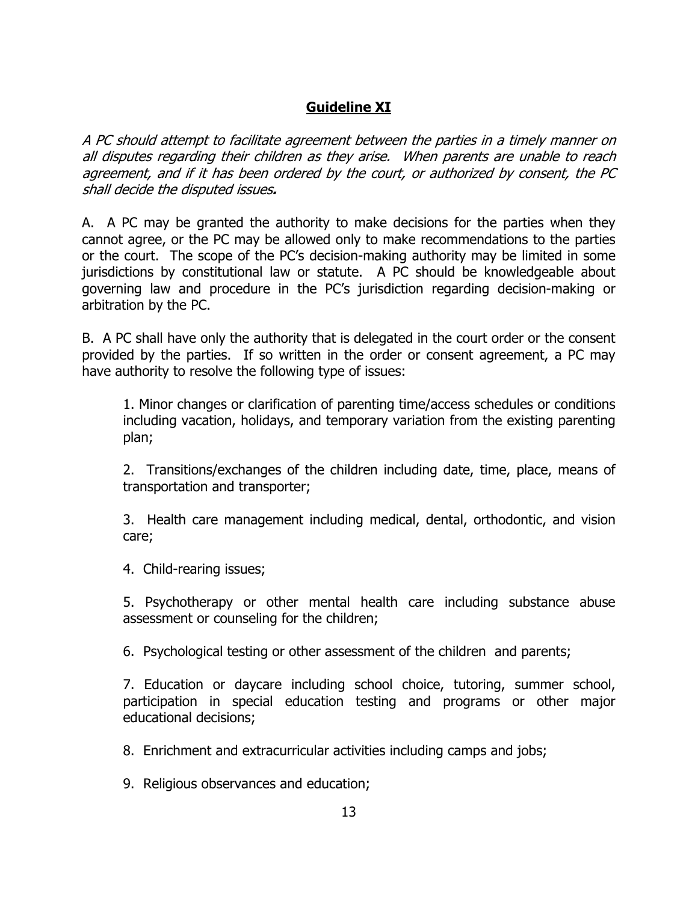## Guideline XI

*A PC should attempt to facilitate agreement between the parties in a timely manner on all disputes regarding their children as they arise. When parents are unable to reach agreement, and if it has been ordered by the court, or authorized by consent, the PC shall decide the disputed issues.*

A. A PC may be granted the authority to make decisions for the parties when they cannot agree, or the PC may be allowed only to make recommendations to the parties or the court. The scope of the PC's decision-making authority may be limited in some jurisdictions by constitutional law or statute. A PC should be knowledgeable about governing law and procedure in the PC's jurisdiction regarding decision-making or arbitration by the PC.

B. A PC shall have only the authority that is delegated in the court order or the consent provided by the parties. If so written in the order or consent agreement, a PC may have authority to resolve the following type of issues:

1. Minor changes or clarification of parenting time/access schedules or conditions including vacation, holidays, and temporary variation from the existing parenting plan;

2. Transitions/exchanges of the children including date, time, place, means of transportation and transporter;

3. Health care management including medical, dental, orthodontic, and vision care;

4. Child-rearing issues;

5. Psychotherapy or other mental health care including substance abuse assessment or counseling for the children;

6. Psychological testing or other assessment of the children and parents;

7. Education or daycare including school choice, tutoring, summer school, participation in special education testing and programs or other major educational decisions;

8. Enrichment and extracurricular activities including camps and jobs;

9. Religious observances and education;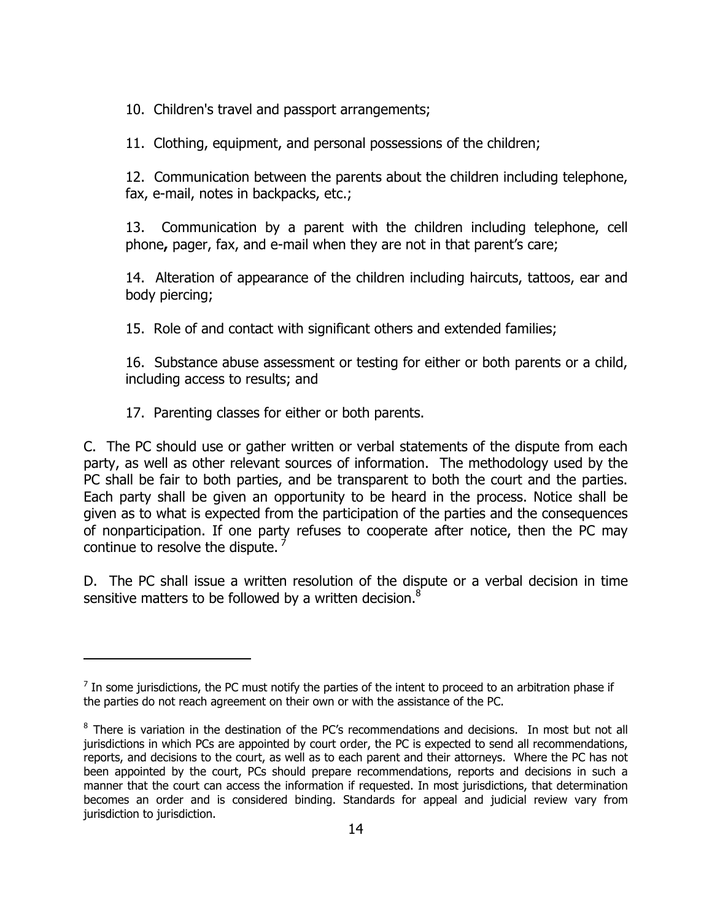10. Children's travel and passport arrangements;

11. Clothing, equipment, and personal possessions of the children;

12. Communication between the parents about the children including telephone, fax, e-mail, notes in backpacks, etc.;

13. Communication by a parent with the children including telephone, cell phone**,** pager, fax, and e-mail when they are not in that parent's care;

14. Alteration of appearance of the children including haircuts, tattoos, ear and body piercing;

15. Role of and contact with significant others and extended families;

16. Substance abuse assessment or testing for either or both parents or a child, including access to results; and

17. Parenting classes for either or both parents.

C. The PC should use or gather written or verbal statements of the dispute from each party, as well as other relevant sources of information. The methodology used by the PC shall be fair to both parties, and be transparent to both the court and the parties. Each party shall be given an opportunity to be heard in the process. Notice shall be given as to what is expected from the participation of the parties and the consequences of nonparticipation. If one party refuses to cooperate after notice, then the PC may continue to resolve the dispute. [7]

D. The PC shall issue a written resolution of the dispute or a verbal decision in time sensitive matters to be followed by a written decision.[8]

---

[7] In some jurisdictions, the PC must notify the parties of the intent to proceed to an arbitration phase if the parties do not reach agreement on their own or with the assistance of the PC.

[8] There is variation in the destination of the PC's recommendations and decisions. In most but not all jurisdictions in which PCs are appointed by court order, the PC is expected to send all recommendations, reports, and decisions to the court, as well as to each parent and their attorneys. Where the PC has not been appointed by the court, PCs should prepare recommendations, reports and decisions in such a manner that the court can access the information if requested. In most jurisdictions, that determination becomes an order and is considered binding. Standards for appeal and judicial review vary from jurisdiction to jurisdiction.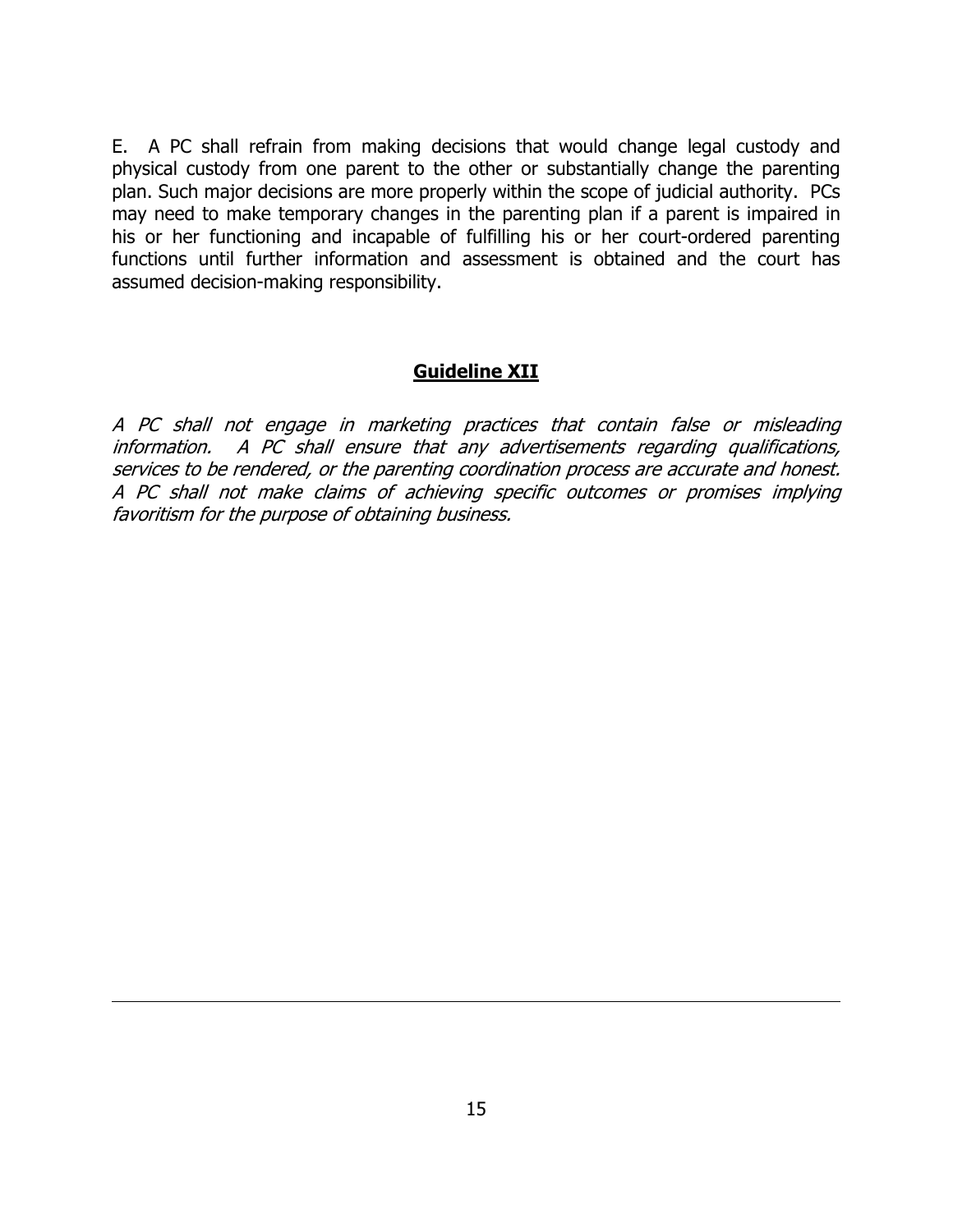E. A PC shall refrain from making decisions that would change legal custody and physical custody from one parent to the other or substantially change the parenting plan. Such major decisions are more properly within the scope of judicial authority. PCs may need to make temporary changes in the parenting plan if a parent is impaired in his or her functioning and incapable of fulfilling his or her court-ordered parenting functions until further information and assessment is obtained and the court has assumed decision-making responsibility.

## Guideline XII

*A PC shall not engage in marketing practices that contain false or misleading information. A PC shall ensure that any advertisements regarding qualifications, services to be rendered, or the parenting coordination process are accurate and honest. A PC shall not make claims of achieving specific outcomes or promises implying favoritism for the purpose of obtaining business.*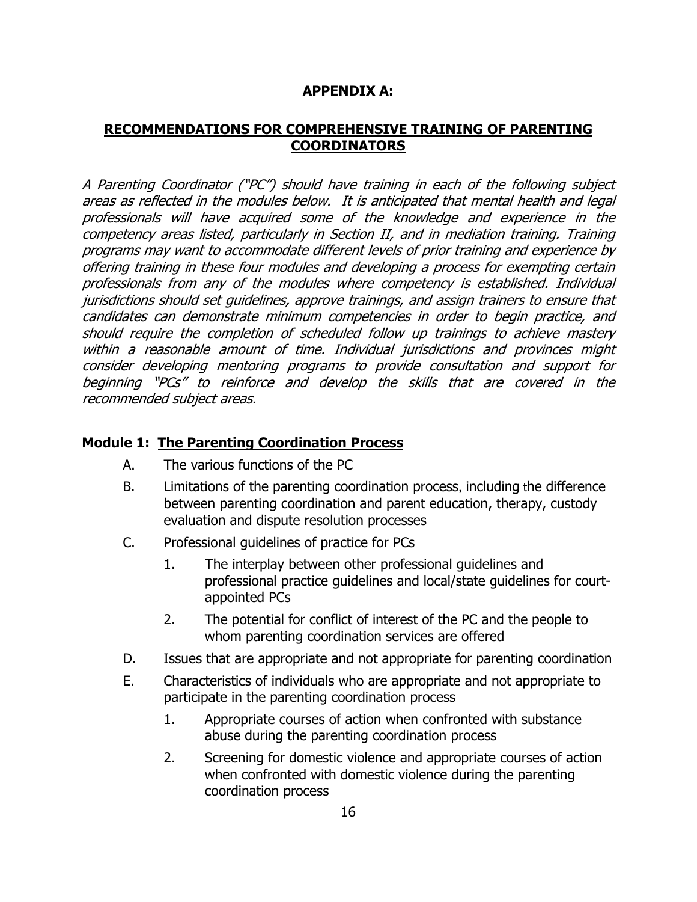## APPENDIX A:

## RECOMMENDATIONS FOR COMPREHENSIVE TRAINING OF PARENTING COORDINATORS

*A Parenting Coordinator ("PC") should have training in each of the following subject areas as reflected in the modules below. It is anticipated that mental health and legal professionals will have acquired some of the knowledge and experience in the competency areas listed, particularly in Section II, and in mediation training. Training programs may want to accommodate different levels of prior training and experience by offering training in these four modules and developing a process for exempting certain professionals from any of the modules where competency is established. Individual jurisdictions should set guidelines, approve trainings, and assign trainers to ensure that candidates can demonstrate minimum competencies in order to begin practice, and should require the completion of scheduled follow up trainings to achieve mastery within a reasonable amount of time. Individual jurisdictions and provinces might consider developing mentoring programs to provide consultation and support for beginning "PCs" to reinforce and develop the skills that are covered in the recommended subject areas.*

### Module 1: The Parenting Coordination Process

A. The various functions of the PC

B. Limitations of the parenting coordination process, including the difference between parenting coordination and parent education, therapy, custody evaluation and dispute resolution processes

C. Professional guidelines of practice for PCs

   1. The interplay between other professional guidelines and professional practice guidelines and local/state guidelines for court-appointed PCs

   2. The potential for conflict of interest of the PC and the people to whom parenting coordination services are offered

D. Issues that are appropriate and not appropriate for parenting coordination

E. Characteristics of individuals who are appropriate and not appropriate to participate in the parenting coordination process

   1. Appropriate courses of action when confronted with substance abuse during the parenting coordination process

   2. Screening for domestic violence and appropriate courses of action when confronted with domestic violence during the parenting coordination process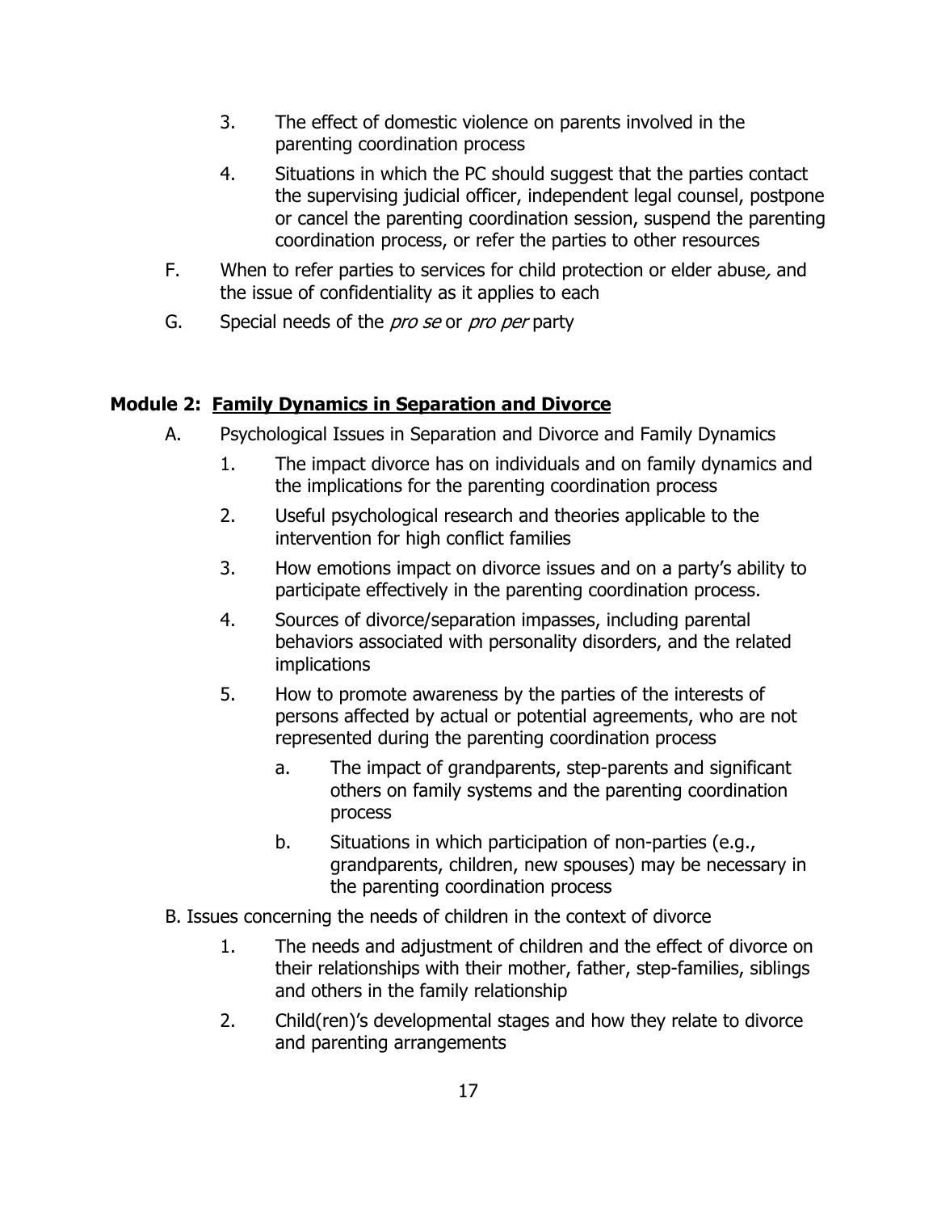3. The effect of domestic violence on parents involved in the parenting coordination process

4. Situations in which the PC should suggest that the parties contact the supervising judicial officer, independent legal counsel, postpone or cancel the parenting coordination session, suspend the parenting coordination process, or refer the parties to other resources

F. When to refer parties to services for child protection or elder abuse, and the issue of confidentiality as it applies to each

G. Special needs of the *pro se* or *pro per* party

## Module 2: <u>Family Dynamics in Separation and Divorce</u>

A. Psychological Issues in Separation and Divorce and Family Dynamics

1. The impact divorce has on individuals and on family dynamics and the implications for the parenting coordination process

2. Useful psychological research and theories applicable to the intervention for high conflict families

3. How emotions impact on divorce issues and on a party's ability to participate effectively in the parenting coordination process.

4. Sources of divorce/separation impasses, including parental behaviors associated with personality disorders, and the related implications

5. How to promote awareness by the parties of the interests of persons affected by actual or potential agreements, who are not represented during the parenting coordination process

   a. The impact of grandparents, step-parents and significant others on family systems and the parenting coordination process

   b. Situations in which participation of non-parties (e.g., grandparents, children, new spouses) may be necessary in the parenting coordination process

B. Issues concerning the needs of children in the context of divorce

1. The needs and adjustment of children and the effect of divorce on their relationships with their mother, father, step-families, siblings and others in the family relationship

2. Child(ren)'s developmental stages and how they relate to divorce and parenting arrangements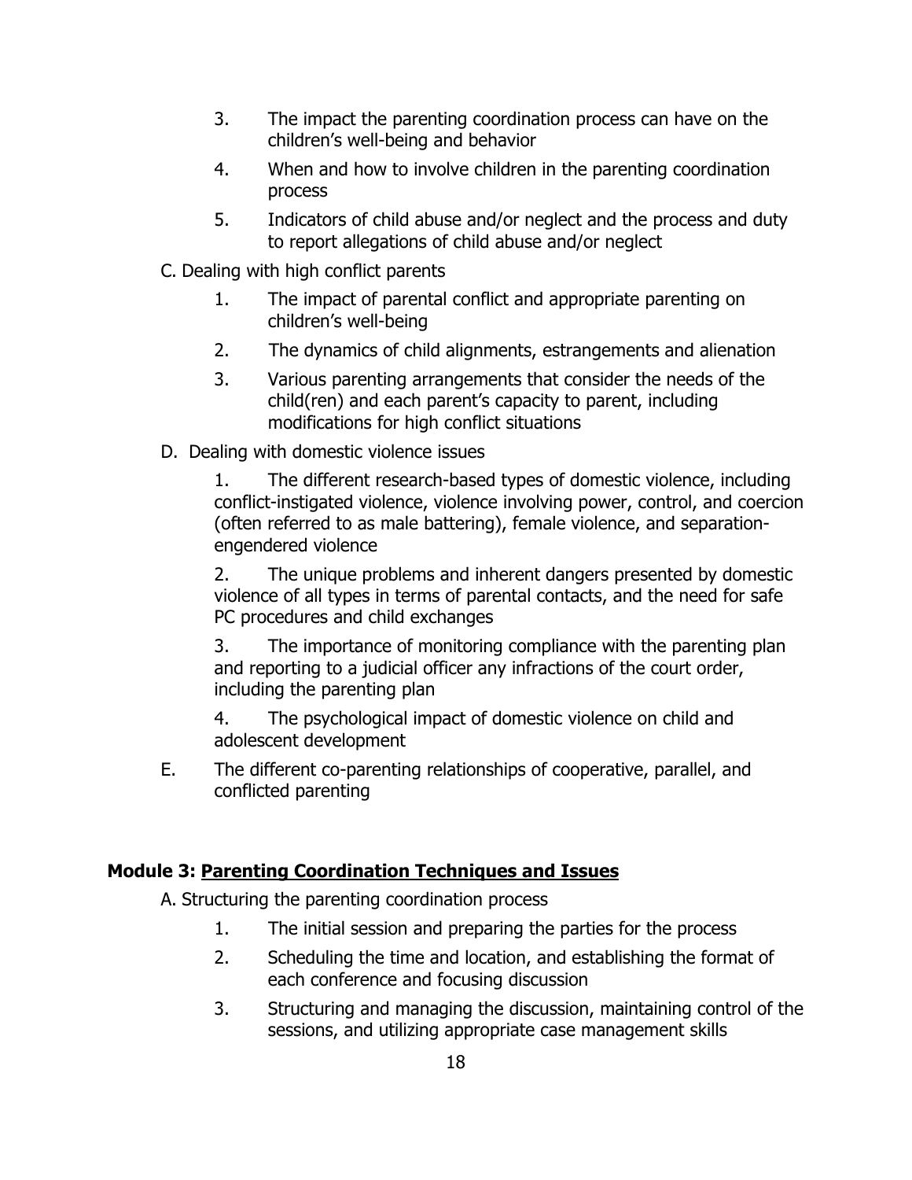3. The impact the parenting coordination process can have on the children's well-being and behavior
4. When and how to involve children in the parenting coordination process
5. Indicators of child abuse and/or neglect and the process and duty to report allegations of child abuse and/or neglect

C. Dealing with high conflict parents

1. The impact of parental conflict and appropriate parenting on children's well-being
2. The dynamics of child alignments, estrangements and alienation
3. Various parenting arrangements that consider the needs of the child(ren) and each parent's capacity to parent, including modifications for high conflict situations

D. Dealing with domestic violence issues

1. The different research-based types of domestic violence, including conflict-instigated violence, violence involving power, control, and coercion (often referred to as male battering), female violence, and separation-engendered violence
2. The unique problems and inherent dangers presented by domestic violence of all types in terms of parental contacts, and the need for safe PC procedures and child exchanges
3. The importance of monitoring compliance with the parenting plan and reporting to a judicial officer any infractions of the court order, including the parenting plan
4. The psychological impact of domestic violence on child and adolescent development

E. The different co-parenting relationships of cooperative, parallel, and conflicted parenting

**Module 3: <u>Parenting Coordination Techniques and Issues</u>**

A. Structuring the parenting coordination process

1. The initial session and preparing the parties for the process
2. Scheduling the time and location, and establishing the format of each conference and focusing discussion
3. Structuring and managing the discussion, maintaining control of the sessions, and utilizing appropriate case management skills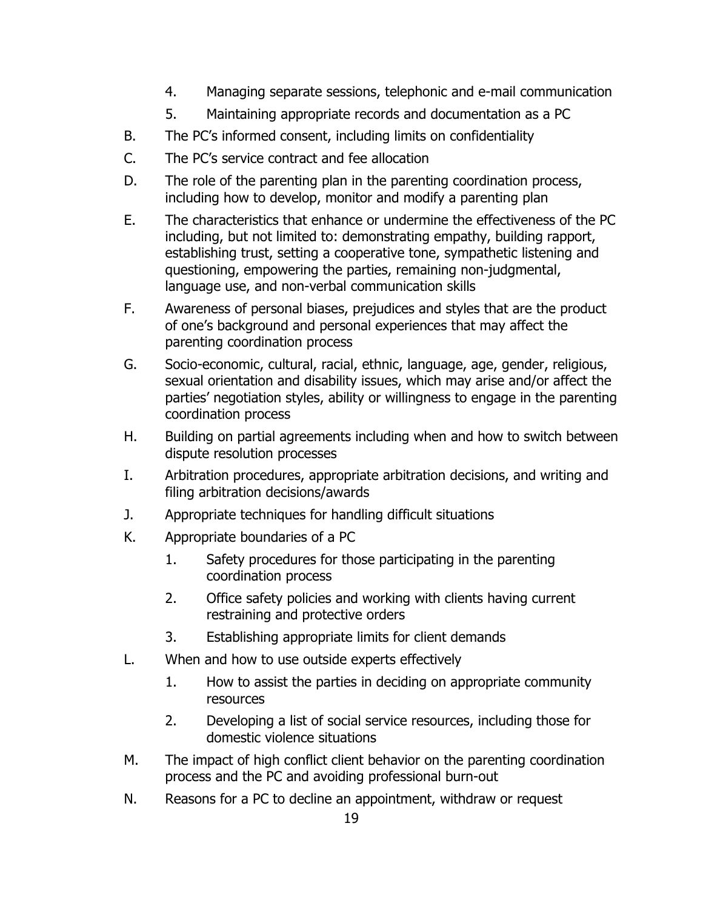4. Managing separate sessions, telephonic and e-mail communication
5. Maintaining appropriate records and documentation as a PC

B. The PC's informed consent, including limits on confidentiality

C. The PC's service contract and fee allocation

D. The role of the parenting plan in the parenting coordination process, including how to develop, monitor and modify a parenting plan

E. The characteristics that enhance or undermine the effectiveness of the PC including, but not limited to: demonstrating empathy, building rapport, establishing trust, setting a cooperative tone, sympathetic listening and questioning, empowering the parties, remaining non-judgmental, language use, and non-verbal communication skills

F. Awareness of personal biases, prejudices and styles that are the product of one's background and personal experiences that may affect the parenting coordination process

G. Socio-economic, cultural, racial, ethnic, language, age, gender, religious, sexual orientation and disability issues, which may arise and/or affect the parties' negotiation styles, ability or willingness to engage in the parenting coordination process

H. Building on partial agreements including when and how to switch between dispute resolution processes

I. Arbitration procedures, appropriate arbitration decisions, and writing and filing arbitration decisions/awards

J. Appropriate techniques for handling difficult situations

K. Appropriate boundaries of a PC

1. Safety procedures for those participating in the parenting coordination process
2. Office safety policies and working with clients having current restraining and protective orders
3. Establishing appropriate limits for client demands

L. When and how to use outside experts effectively

1. How to assist the parties in deciding on appropriate community resources
2. Developing a list of social service resources, including those for domestic violence situations

M. The impact of high conflict client behavior on the parenting coordination process and the PC and avoiding professional burn-out

N. Reasons for a PC to decline an appointment, withdraw or request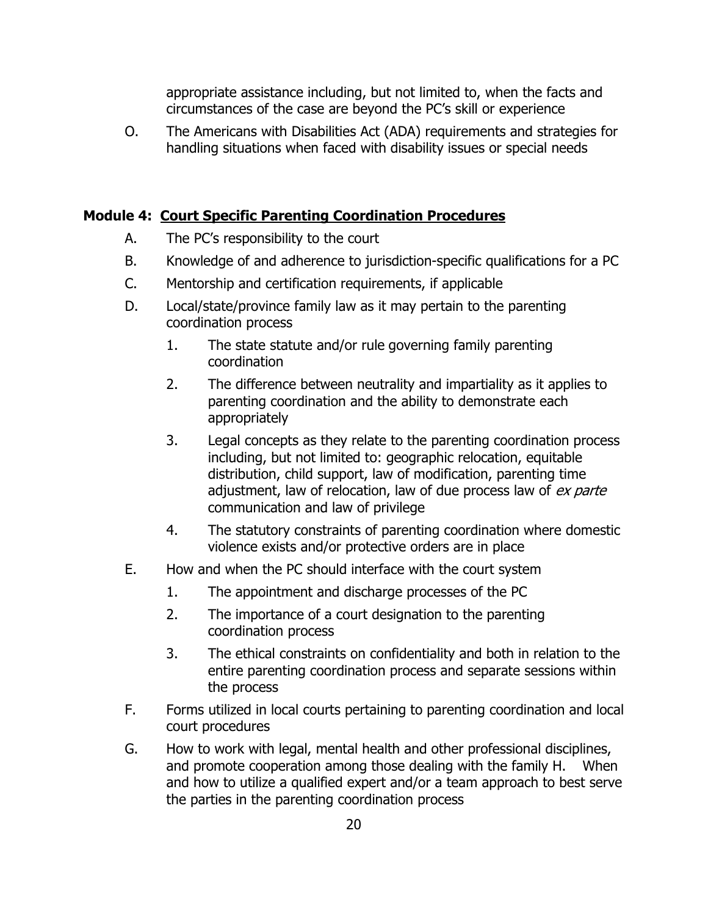appropriate assistance including, but not limited to, when the facts and circumstances of the case are beyond the PC's skill or experience

O. The Americans with Disabilities Act (ADA) requirements and strategies for handling situations when faced with disability issues or special needs

### Module 4: Court Specific Parenting Coordination Procedures

A. The PC's responsibility to the court

B. Knowledge of and adherence to jurisdiction-specific qualifications for a PC

C. Mentorship and certification requirements, if applicable

D. Local/state/province family law as it may pertain to the parenting coordination process

   1. The state statute and/or rule governing family parenting coordination

   2. The difference between neutrality and impartiality as it applies to parenting coordination and the ability to demonstrate each appropriately

   3. Legal concepts as they relate to the parenting coordination process including, but not limited to: geographic relocation, equitable distribution, child support, law of modification, parenting time adjustment, law of relocation, law of due process law of *ex parte* communication and law of privilege

   4. The statutory constraints of parenting coordination where domestic violence exists and/or protective orders are in place

E. How and when the PC should interface with the court system

   1. The appointment and discharge processes of the PC

   2. The importance of a court designation to the parenting coordination process

   3. The ethical constraints on confidentiality and both in relation to the entire parenting coordination process and separate sessions within the process

F. Forms utilized in local courts pertaining to parenting coordination and local court procedures

G. How to work with legal, mental health and other professional disciplines, and promote cooperation among those dealing with the family H. When and how to utilize a qualified expert and/or a team approach to best serve the parties in the parenting coordination process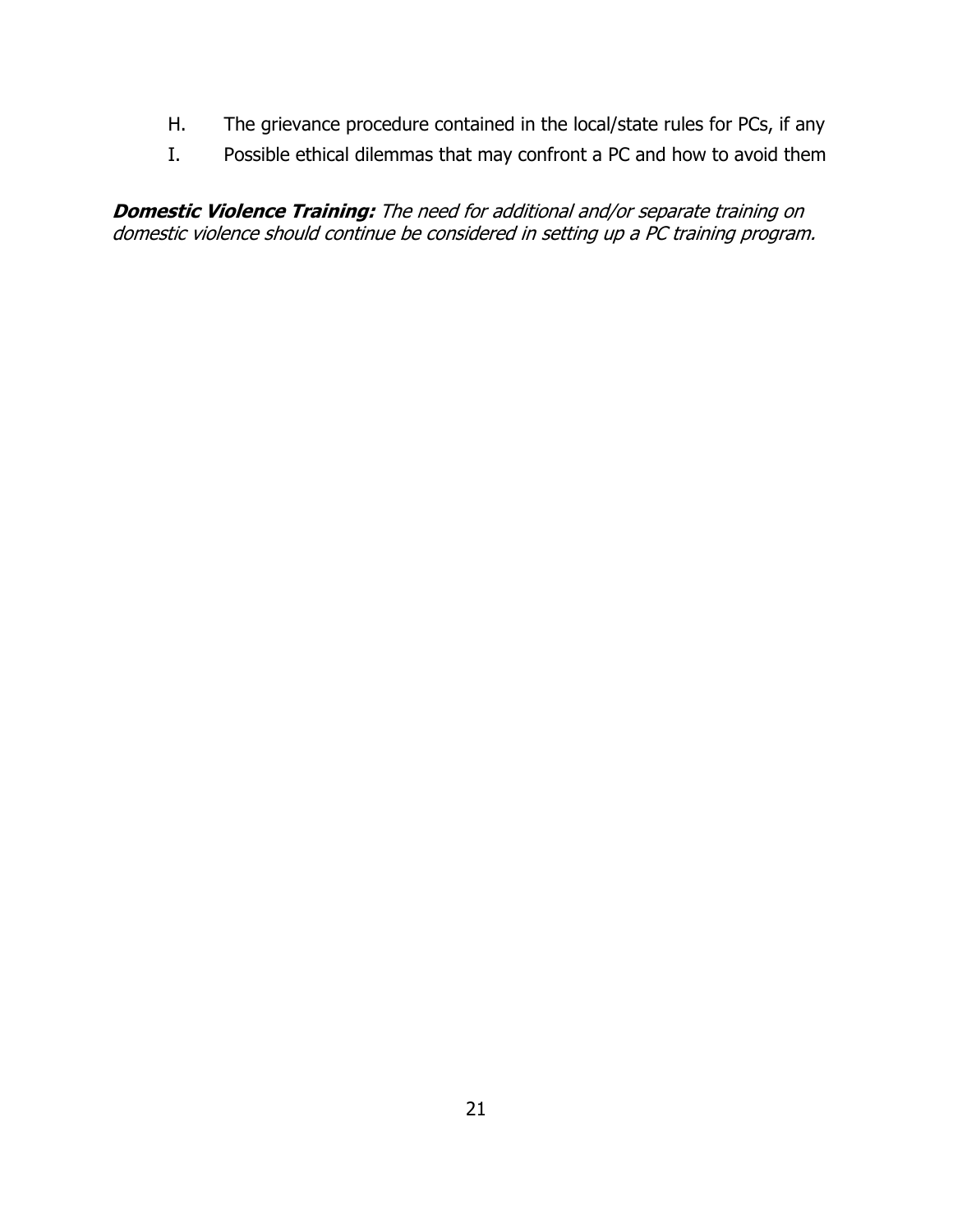H. The grievance procedure contained in the local/state rules for PCs, if any

I. Possible ethical dilemmas that may confront a PC and how to avoid them

***Domestic Violence Training:*** *The need for additional and/or separate training on domestic violence should continue be considered in setting up a PC training program.*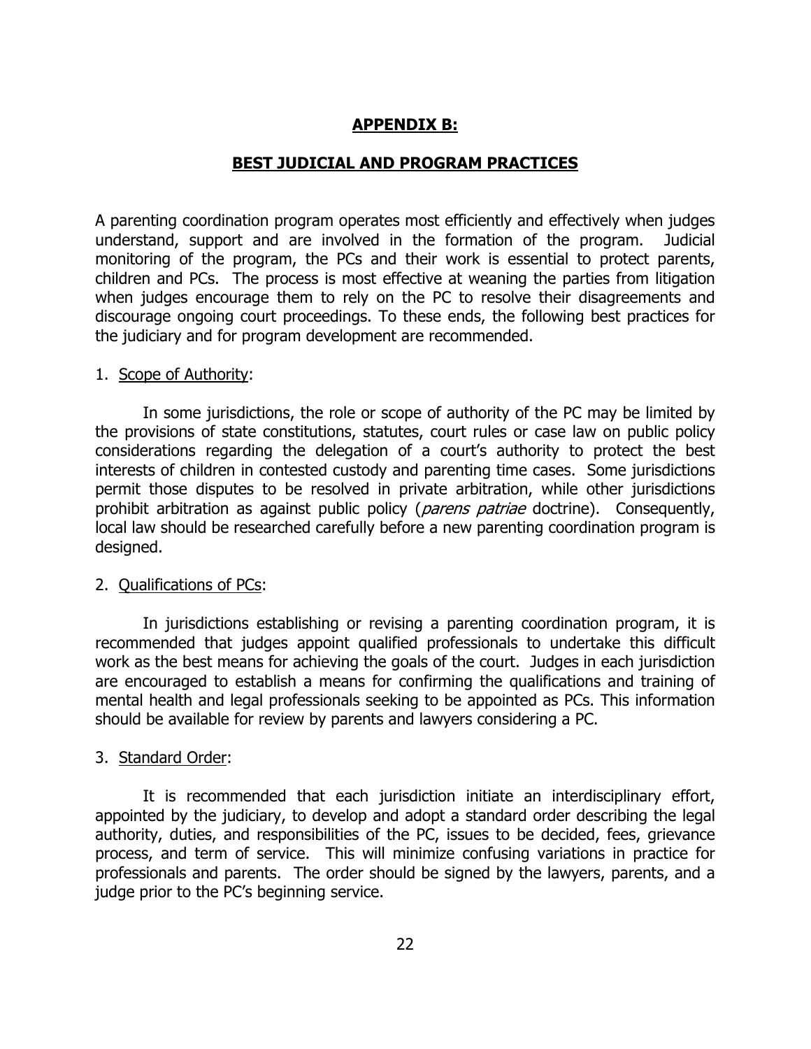## APPENDIX B:

## BEST JUDICIAL AND PROGRAM PRACTICES

A parenting coordination program operates most efficiently and effectively when judges understand, support and are involved in the formation of the program. Judicial monitoring of the program, the PCs and their work is essential to protect parents, children and PCs. The process is most effective at weaning the parties from litigation when judges encourage them to rely on the PC to resolve their disagreements and discourage ongoing court proceedings. To these ends, the following best practices for the judiciary and for program development are recommended.

1. Scope of Authority:

In some jurisdictions, the role or scope of authority of the PC may be limited by the provisions of state constitutions, statutes, court rules or case law on public policy considerations regarding the delegation of a court's authority to protect the best interests of children in contested custody and parenting time cases. Some jurisdictions permit those disputes to be resolved in private arbitration, while other jurisdictions prohibit arbitration as against public policy (*parens patriae* doctrine). Consequently, local law should be researched carefully before a new parenting coordination program is designed.

2. Qualifications of PCs:

In jurisdictions establishing or revising a parenting coordination program, it is recommended that judges appoint qualified professionals to undertake this difficult work as the best means for achieving the goals of the court. Judges in each jurisdiction are encouraged to establish a means for confirming the qualifications and training of mental health and legal professionals seeking to be appointed as PCs. This information should be available for review by parents and lawyers considering a PC.

3. Standard Order:

It is recommended that each jurisdiction initiate an interdisciplinary effort, appointed by the judiciary, to develop and adopt a standard order describing the legal authority, duties, and responsibilities of the PC, issues to be decided, fees, grievance process, and term of service. This will minimize confusing variations in practice for professionals and parents. The order should be signed by the lawyers, parents, and a judge prior to the PC's beginning service.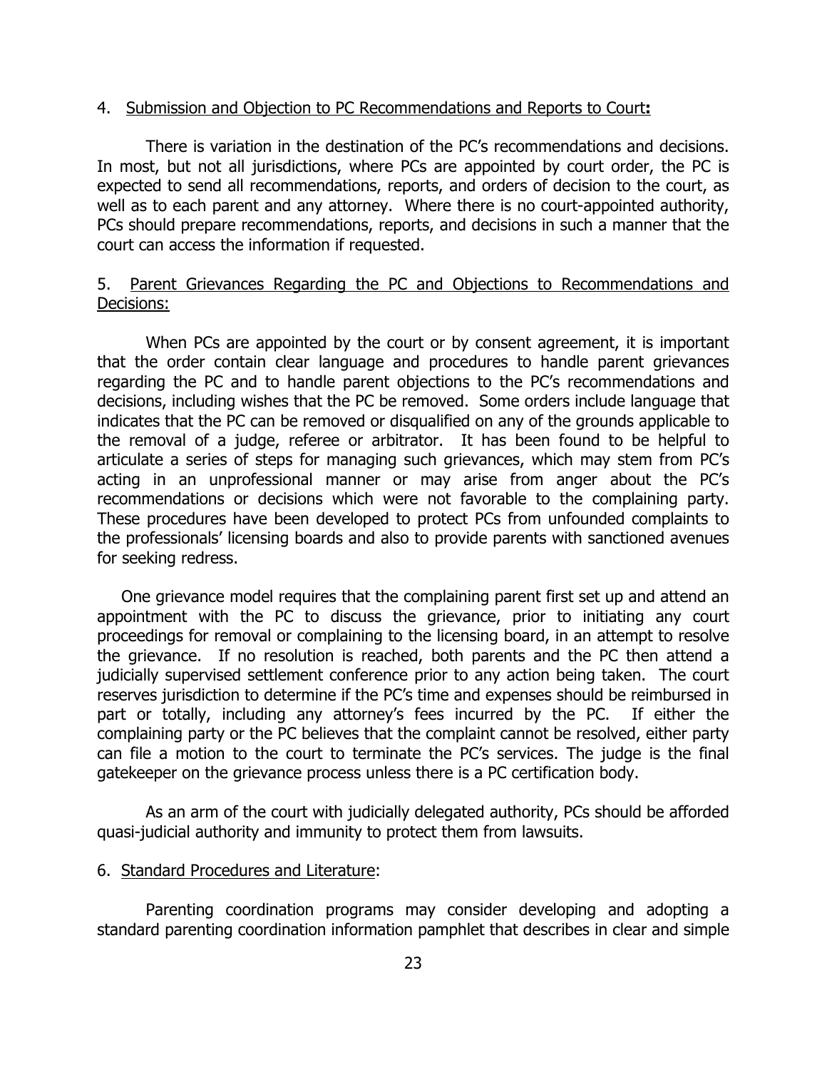4. Submission and Objection to PC Recommendations and Reports to Court**:**

There is variation in the destination of the PC's recommendations and decisions. In most, but not all jurisdictions, where PCs are appointed by court order, the PC is expected to send all recommendations, reports, and orders of decision to the court, as well as to each parent and any attorney. Where there is no court-appointed authority, PCs should prepare recommendations, reports, and decisions in such a manner that the court can access the information if requested.

5. Parent Grievances Regarding the PC and Objections to Recommendations and Decisions:

When PCs are appointed by the court or by consent agreement, it is important that the order contain clear language and procedures to handle parent grievances regarding the PC and to handle parent objections to the PC's recommendations and decisions, including wishes that the PC be removed. Some orders include language that indicates that the PC can be removed or disqualified on any of the grounds applicable to the removal of a judge, referee or arbitrator. It has been found to be helpful to articulate a series of steps for managing such grievances, which may stem from PC's acting in an unprofessional manner or may arise from anger about the PC's recommendations or decisions which were not favorable to the complaining party. These procedures have been developed to protect PCs from unfounded complaints to the professionals' licensing boards and also to provide parents with sanctioned avenues for seeking redress.

One grievance model requires that the complaining parent first set up and attend an appointment with the PC to discuss the grievance, prior to initiating any court proceedings for removal or complaining to the licensing board, in an attempt to resolve the grievance. If no resolution is reached, both parents and the PC then attend a judicially supervised settlement conference prior to any action being taken. The court reserves jurisdiction to determine if the PC's time and expenses should be reimbursed in part or totally, including any attorney's fees incurred by the PC. If either the complaining party or the PC believes that the complaint cannot be resolved, either party can file a motion to the court to terminate the PC's services. The judge is the final gatekeeper on the grievance process unless there is a PC certification body.

As an arm of the court with judicially delegated authority, PCs should be afforded quasi-judicial authority and immunity to protect them from lawsuits.

6. Standard Procedures and Literature:

Parenting coordination programs may consider developing and adopting a standard parenting coordination information pamphlet that describes in clear and simple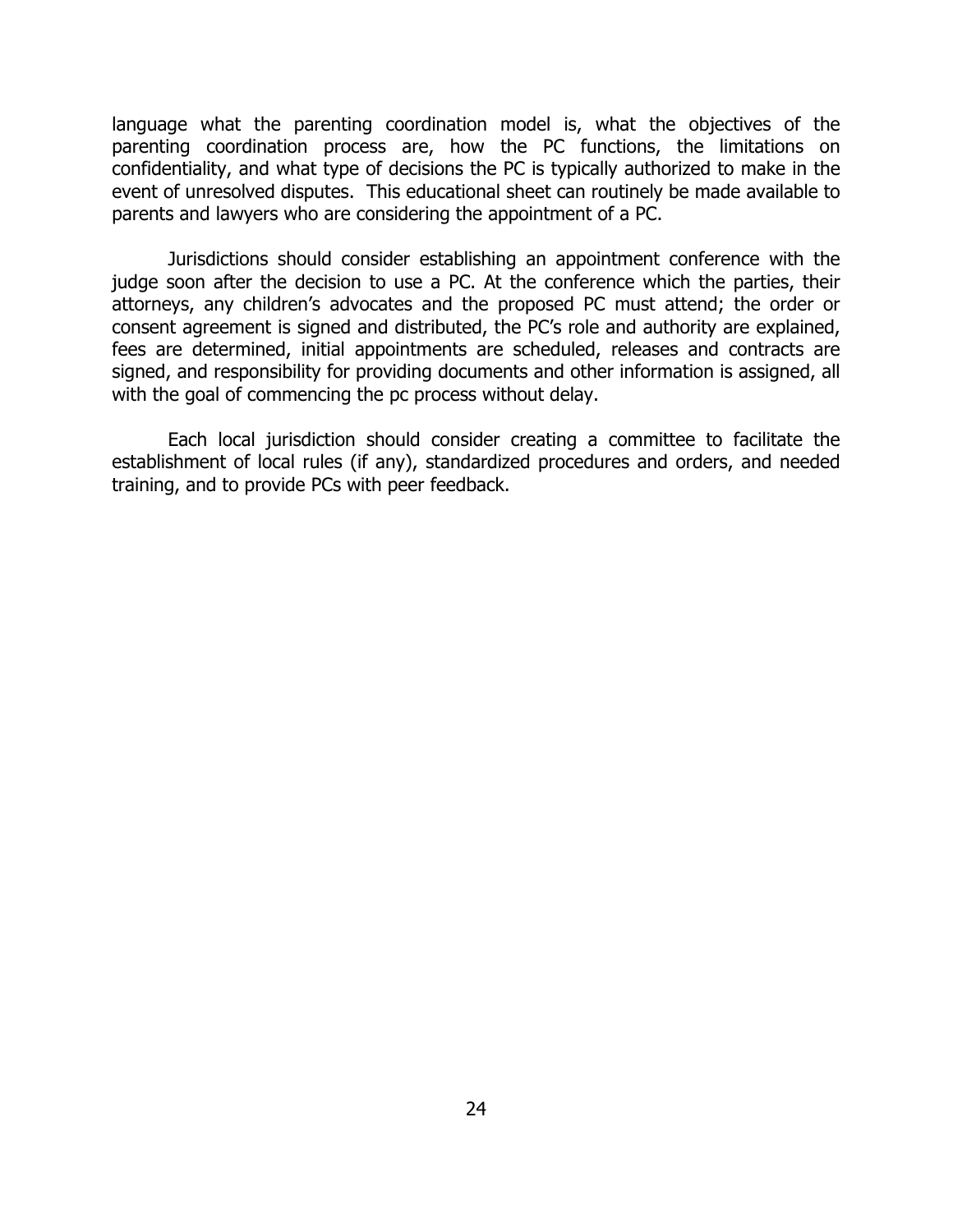language what the parenting coordination model is, what the objectives of the parenting coordination process are, how the PC functions, the limitations on confidentiality, and what type of decisions the PC is typically authorized to make in the event of unresolved disputes. This educational sheet can routinely be made available to parents and lawyers who are considering the appointment of a PC.

Jurisdictions should consider establishing an appointment conference with the judge soon after the decision to use a PC. At the conference which the parties, their attorneys, any children's advocates and the proposed PC must attend; the order or consent agreement is signed and distributed, the PC's role and authority are explained, fees are determined, initial appointments are scheduled, releases and contracts are signed, and responsibility for providing documents and other information is assigned, all with the goal of commencing the pc process without delay.

Each local jurisdiction should consider creating a committee to facilitate the establishment of local rules (if any), standardized procedures and orders, and needed training, and to provide PCs with peer feedback.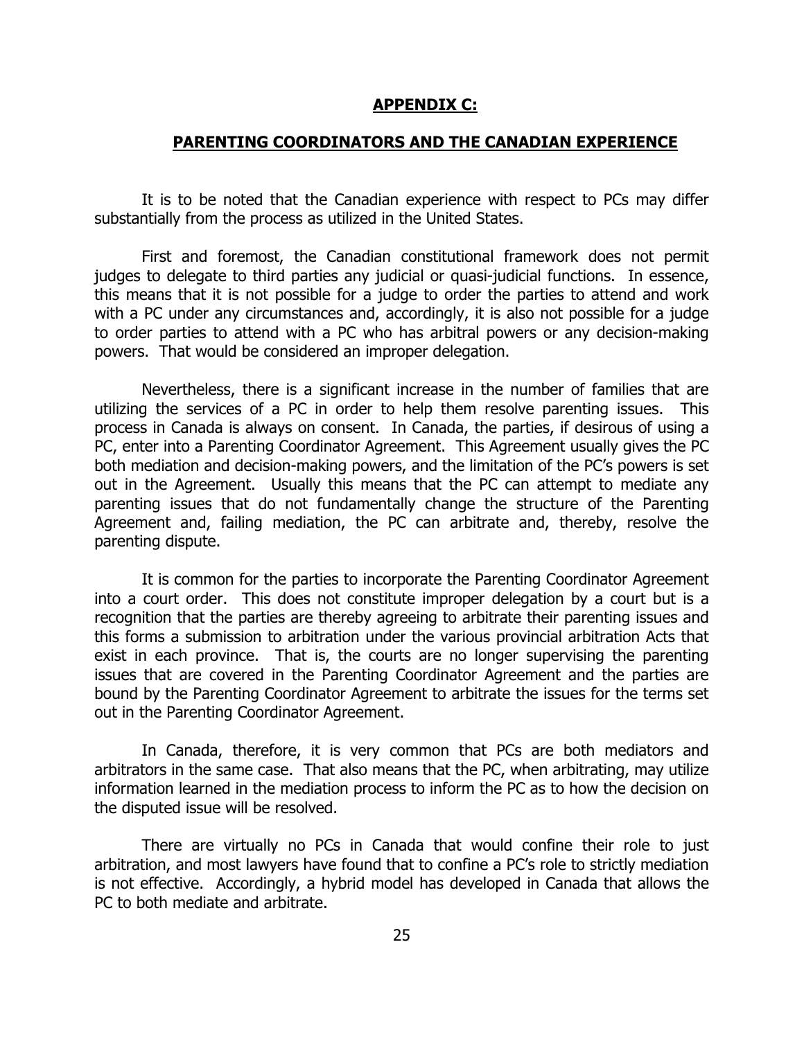## APPENDIX C:

## PARENTING COORDINATORS AND THE CANADIAN EXPERIENCE

It is to be noted that the Canadian experience with respect to PCs may differ substantially from the process as utilized in the United States.

First and foremost, the Canadian constitutional framework does not permit judges to delegate to third parties any judicial or quasi-judicial functions. In essence, this means that it is not possible for a judge to order the parties to attend and work with a PC under any circumstances and, accordingly, it is also not possible for a judge to order parties to attend with a PC who has arbitral powers or any decision-making powers. That would be considered an improper delegation.

Nevertheless, there is a significant increase in the number of families that are utilizing the services of a PC in order to help them resolve parenting issues. This process in Canada is always on consent. In Canada, the parties, if desirous of using a PC, enter into a Parenting Coordinator Agreement. This Agreement usually gives the PC both mediation and decision-making powers, and the limitation of the PC's powers is set out in the Agreement. Usually this means that the PC can attempt to mediate any parenting issues that do not fundamentally change the structure of the Parenting Agreement and, failing mediation, the PC can arbitrate and, thereby, resolve the parenting dispute.

It is common for the parties to incorporate the Parenting Coordinator Agreement into a court order. This does not constitute improper delegation by a court but is a recognition that the parties are thereby agreeing to arbitrate their parenting issues and this forms a submission to arbitration under the various provincial arbitration Acts that exist in each province. That is, the courts are no longer supervising the parenting issues that are covered in the Parenting Coordinator Agreement and the parties are bound by the Parenting Coordinator Agreement to arbitrate the issues for the terms set out in the Parenting Coordinator Agreement.

In Canada, therefore, it is very common that PCs are both mediators and arbitrators in the same case. That also means that the PC, when arbitrating, may utilize information learned in the mediation process to inform the PC as to how the decision on the disputed issue will be resolved.

There are virtually no PCs in Canada that would confine their role to just arbitration, and most lawyers have found that to confine a PC's role to strictly mediation is not effective. Accordingly, a hybrid model has developed in Canada that allows the PC to both mediate and arbitrate.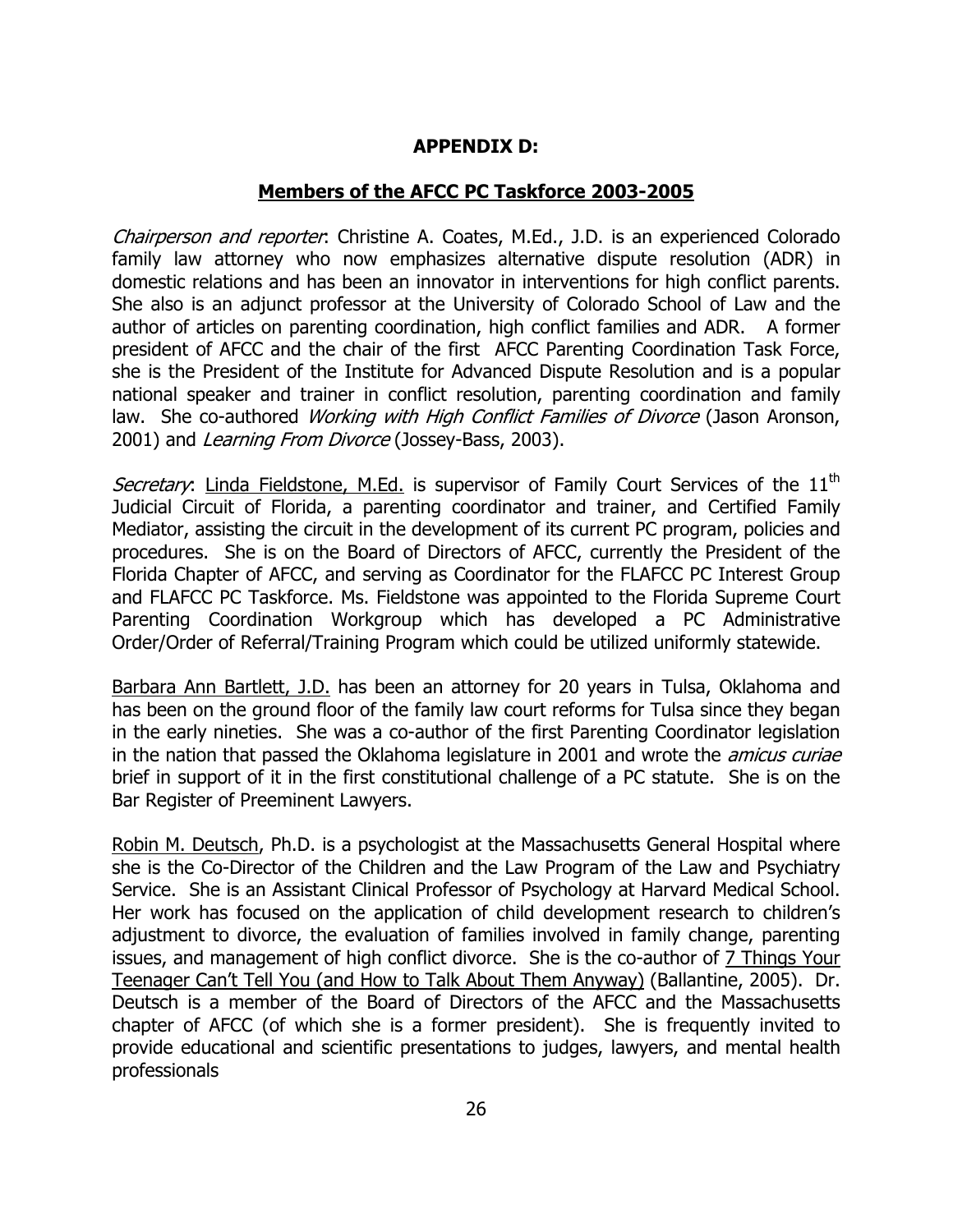## APPENDIX D:

## Members of the AFCC PC Taskforce 2003-2005

*Chairperson and reporter*: Christine A. Coates, M.Ed., J.D. is an experienced Colorado family law attorney who now emphasizes alternative dispute resolution (ADR) in domestic relations and has been an innovator in interventions for high conflict parents. She also is an adjunct professor at the University of Colorado School of Law and the author of articles on parenting coordination, high conflict families and ADR. A former president of AFCC and the chair of the first AFCC Parenting Coordination Task Force, she is the President of the Institute for Advanced Dispute Resolution and is a popular national speaker and trainer in conflict resolution, parenting coordination and family law. She co-authored *Working with High Conflict Families of Divorce* (Jason Aronson, 2001) and *Learning From Divorce* (Jossey-Bass, 2003).

*Secretary*: Linda Fieldstone, M.Ed. is supervisor of Family Court Services of the 11th Judicial Circuit of Florida, a parenting coordinator and trainer, and Certified Family Mediator, assisting the circuit in the development of its current PC program, policies and procedures. She is on the Board of Directors of AFCC, currently the President of the Florida Chapter of AFCC, and serving as Coordinator for the FLAFCC PC Interest Group and FLAFCC PC Taskforce. Ms. Fieldstone was appointed to the Florida Supreme Court Parenting Coordination Workgroup which has developed a PC Administrative Order/Order of Referral/Training Program which could be utilized uniformly statewide.

Barbara Ann Bartlett, J.D. has been an attorney for 20 years in Tulsa, Oklahoma and has been on the ground floor of the family law court reforms for Tulsa since they began in the early nineties. She was a co-author of the first Parenting Coordinator legislation in the nation that passed the Oklahoma legislature in 2001 and wrote the *amicus curiae* brief in support of it in the first constitutional challenge of a PC statute. She is on the Bar Register of Preeminent Lawyers.

Robin M. Deutsch, Ph.D. is a psychologist at the Massachusetts General Hospital where she is the Co-Director of the Children and the Law Program of the Law and Psychiatry Service. She is an Assistant Clinical Professor of Psychology at Harvard Medical School. Her work has focused on the application of child development research to children's adjustment to divorce, the evaluation of families involved in family change, parenting issues, and management of high conflict divorce. She is the co-author of 7 Things Your Teenager Can't Tell You (and How to Talk About Them Anyway) (Ballantine, 2005). Dr. Deutsch is a member of the Board of Directors of the AFCC and the Massachusetts chapter of AFCC (of which she is a former president). She is frequently invited to provide educational and scientific presentations to judges, lawyers, and mental health professionals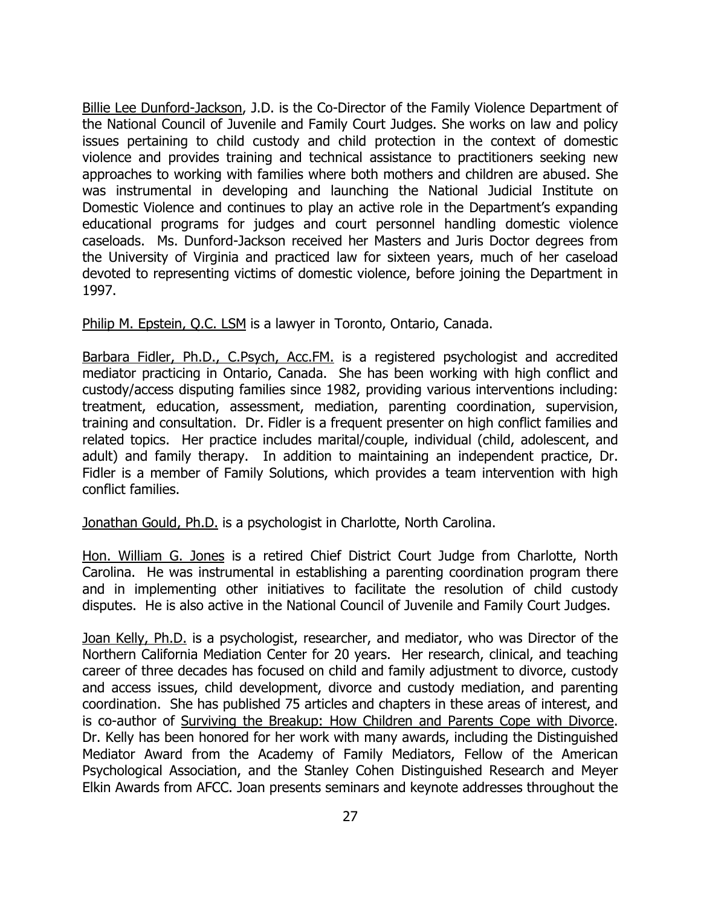<u>Billie Lee Dunford-Jackson</u>, J.D. is the Co-Director of the Family Violence Department of the National Council of Juvenile and Family Court Judges. She works on law and policy issues pertaining to child custody and child protection in the context of domestic violence and provides training and technical assistance to practitioners seeking new approaches to working with families where both mothers and children are abused. She was instrumental in developing and launching the National Judicial Institute on Domestic Violence and continues to play an active role in the Department's expanding educational programs for judges and court personnel handling domestic violence caseloads. Ms. Dunford-Jackson received her Masters and Juris Doctor degrees from the University of Virginia and practiced law for sixteen years, much of her caseload devoted to representing victims of domestic violence, before joining the Department in 1997.

<u>Philip M. Epstein, Q.C. LSM</u> is a lawyer in Toronto, Ontario, Canada.

<u>Barbara Fidler, Ph.D., C.Psych, Acc.FM.</u> is a registered psychologist and accredited mediator practicing in Ontario, Canada. She has been working with high conflict and custody/access disputing families since 1982, providing various interventions including: treatment, education, assessment, mediation, parenting coordination, supervision, training and consultation. Dr. Fidler is a frequent presenter on high conflict families and related topics. Her practice includes marital/couple, individual (child, adolescent, and adult) and family therapy. In addition to maintaining an independent practice, Dr. Fidler is a member of Family Solutions, which provides a team intervention with high conflict families.

<u>Jonathan Gould, Ph.D.</u> is a psychologist in Charlotte, North Carolina.

<u>Hon. William G. Jones</u> is a retired Chief District Court Judge from Charlotte, North Carolina. He was instrumental in establishing a parenting coordination program there and in implementing other initiatives to facilitate the resolution of child custody disputes. He is also active in the National Council of Juvenile and Family Court Judges.

<u>Joan Kelly, Ph.D.</u> is a psychologist, researcher, and mediator, who was Director of the Northern California Mediation Center for 20 years. Her research, clinical, and teaching career of three decades has focused on child and family adjustment to divorce, custody and access issues, child development, divorce and custody mediation, and parenting coordination. She has published 75 articles and chapters in these areas of interest, and is co-author of <u>Surviving the Breakup: How Children and Parents Cope with Divorce</u>. Dr. Kelly has been honored for her work with many awards, including the Distinguished Mediator Award from the Academy of Family Mediators, Fellow of the American Psychological Association, and the Stanley Cohen Distinguished Research and Meyer Elkin Awards from AFCC. Joan presents seminars and keynote addresses throughout the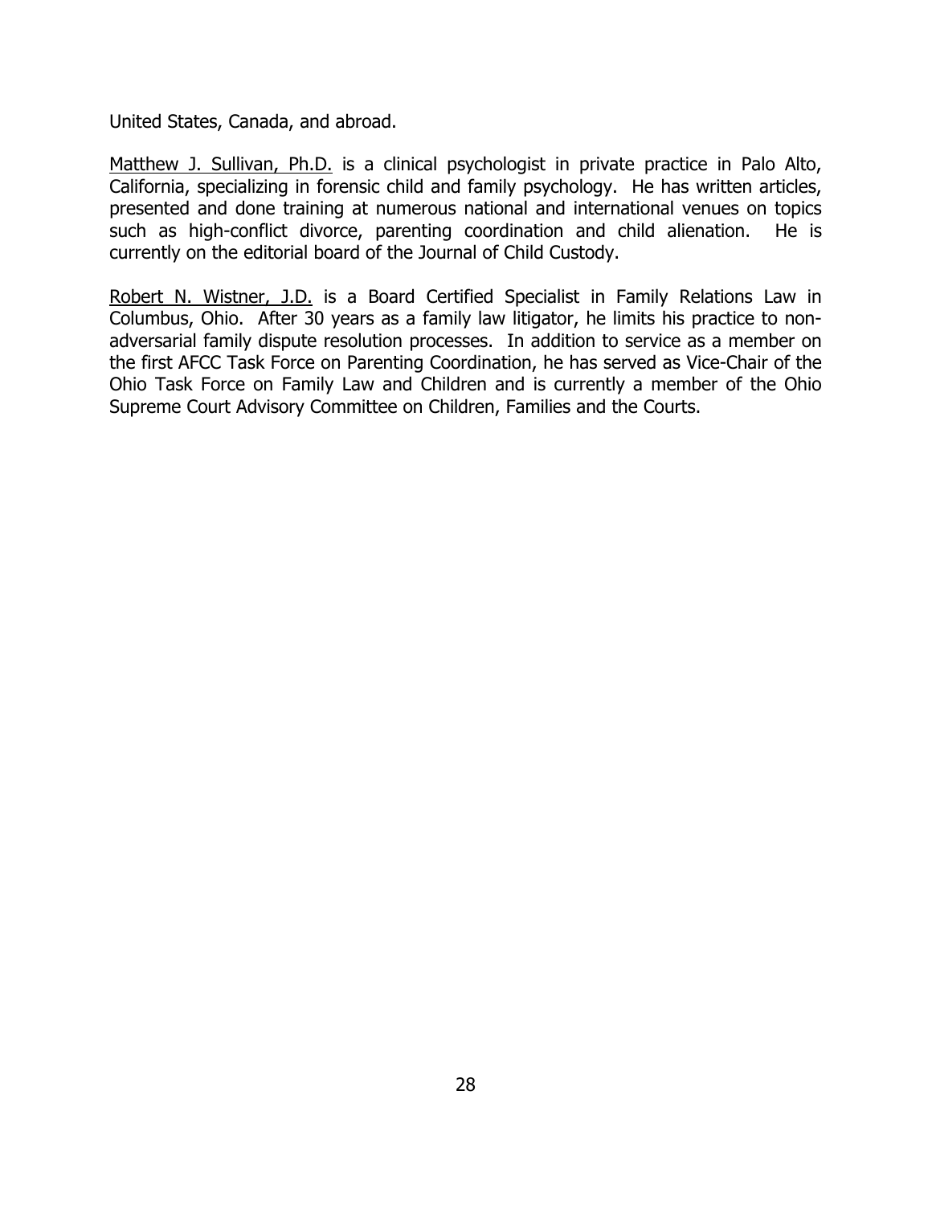United States, Canada, and abroad.

Matthew J. Sullivan, Ph.D. is a clinical psychologist in private practice in Palo Alto, California, specializing in forensic child and family psychology. He has written articles, presented and done training at numerous national and international venues on topics such as high-conflict divorce, parenting coordination and child alienation. He is currently on the editorial board of the Journal of Child Custody.

Robert N. Wistner, J.D. is a Board Certified Specialist in Family Relations Law in Columbus, Ohio. After 30 years as a family law litigator, he limits his practice to non-adversarial family dispute resolution processes. In addition to service as a member on the first AFCC Task Force on Parenting Coordination, he has served as Vice-Chair of the Ohio Task Force on Family Law and Children and is currently a member of the Ohio Supreme Court Advisory Committee on Children, Families and the Courts.